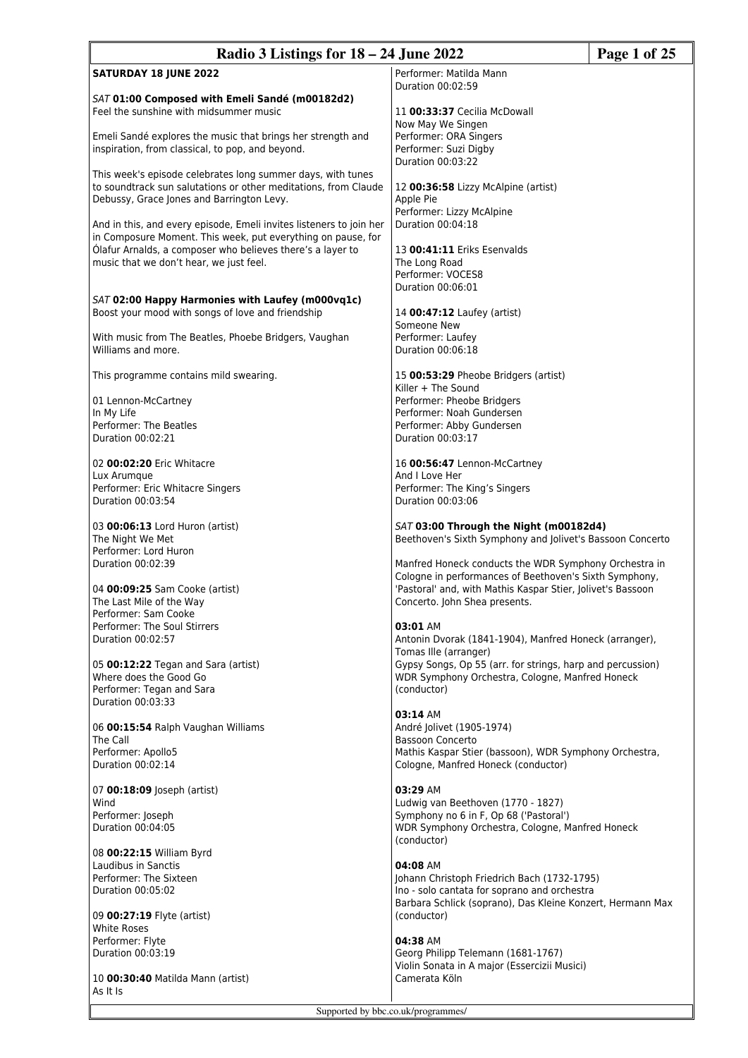## SATURDAY 18 JUNE 2022

*SAT* **01:00 Composed with Emeli Sandé (m00182d2)**
Feel the sunshine with midsummer music

Emeli Sandé explores the music that brings her strength and inspiration, from classical, to pop, and beyond.

This week's episode celebrates long summer days, with tunes to soundtrack sun salutations or other meditations, from Claude Debussy, Grace Jones and Barrington Levy.

And in this, and every episode, Emeli invites listeners to join her in Composure Moment. This week, put everything on pause, for Ólafur Arnalds, a composer who believes there's a layer to music that we don't hear, we just feel.

*SAT* **02:00 Happy Harmonies with Laufey (m000vq1c)**
Boost your mood with songs of love and friendship

With music from The Beatles, Phoebe Bridgers, Vaughan Williams and more.

This programme contains mild swearing.

01 Lennon-McCartney
In My Life
Performer: The Beatles
Duration 00:02:21

02 **00:02:20** Eric Whitacre
Lux Arumque
Performer: Eric Whitacre Singers
Duration 00:03:54

03 **00:06:13** Lord Huron (artist)
The Night We Met
Performer: Lord Huron
Duration 00:02:39

04 **00:09:25** Sam Cooke (artist)
The Last Mile of the Way
Performer: Sam Cooke
Performer: The Soul Stirrers
Duration 00:02:57

05 **00:12:22** Tegan and Sara (artist)
Where does the Good Go
Performer: Tegan and Sara
Duration 00:03:33

06 **00:15:54** Ralph Vaughan Williams
The Call
Performer: Apollo5
Duration 00:02:14

07 **00:18:09** Joseph (artist)
Wind
Performer: Joseph
Duration 00:04:05

08 **00:22:15** William Byrd
Laudibus in Sanctis
Performer: The Sixteen
Duration 00:05:02

09 **00:27:19** Flyte (artist)
White Roses
Performer: Flyte
Duration 00:03:19

10 **00:30:40** Matilda Mann (artist)
As It Is
Performer: Matilda Mann
Duration 00:02:59

11 **00:33:37** Cecilia McDowall
Now May We Singen
Performer: ORA Singers
Performer: Suzi Digby
Duration 00:03:22

12 **00:36:58** Lizzy McAlpine (artist)
Apple Pie
Performer: Lizzy McAlpine
Duration 00:04:18

13 **00:41:11** Eriks Esenvalds
The Long Road
Performer: VOCES8
Duration 00:06:01

14 **00:47:12** Laufey (artist)
Someone New
Performer: Laufey
Duration 00:06:18

15 **00:53:29** Pheobe Bridgers (artist)
Killer + The Sound
Performer: Pheobe Bridgers
Performer: Noah Gundersen
Performer: Abby Gundersen
Duration 00:03:17

16 **00:56:47** Lennon-McCartney
And I Love Her
Performer: The King's Singers
Duration 00:03:06

*SAT* **03:00 Through the Night (m00182d4)**
Beethoven's Sixth Symphony and Jolivet's Bassoon Concerto

Manfred Honeck conducts the WDR Symphony Orchestra in Cologne in performances of Beethoven's Sixth Symphony, 'Pastoral' and, with Mathis Kaspar Stier, Jolivet's Bassoon Concerto. John Shea presents.

**03:01** AM
Antonin Dvorak (1841-1904), Manfred Honeck (arranger), Tomas Ille (arranger)
Gypsy Songs, Op 55 (arr. for strings, harp and percussion)
WDR Symphony Orchestra, Cologne, Manfred Honeck (conductor)

**03:14** AM
André Jolivet (1905-1974)
Bassoon Concerto
Mathis Kaspar Stier (bassoon), WDR Symphony Orchestra, Cologne, Manfred Honeck (conductor)

**03:29** AM
Ludwig van Beethoven (1770 - 1827)
Symphony no 6 in F, Op 68 ('Pastoral')
WDR Symphony Orchestra, Cologne, Manfred Honeck (conductor)

**04:08** AM
Johann Christoph Friedrich Bach (1732-1795)
Ino - solo cantata for soprano and orchestra
Barbara Schlick (soprano), Das Kleine Konzert, Hermann Max (conductor)

**04:38** AM
Georg Philipp Telemann (1681-1767)
Violin Sonata in A major (Essercizii Musici)
Camerata Köln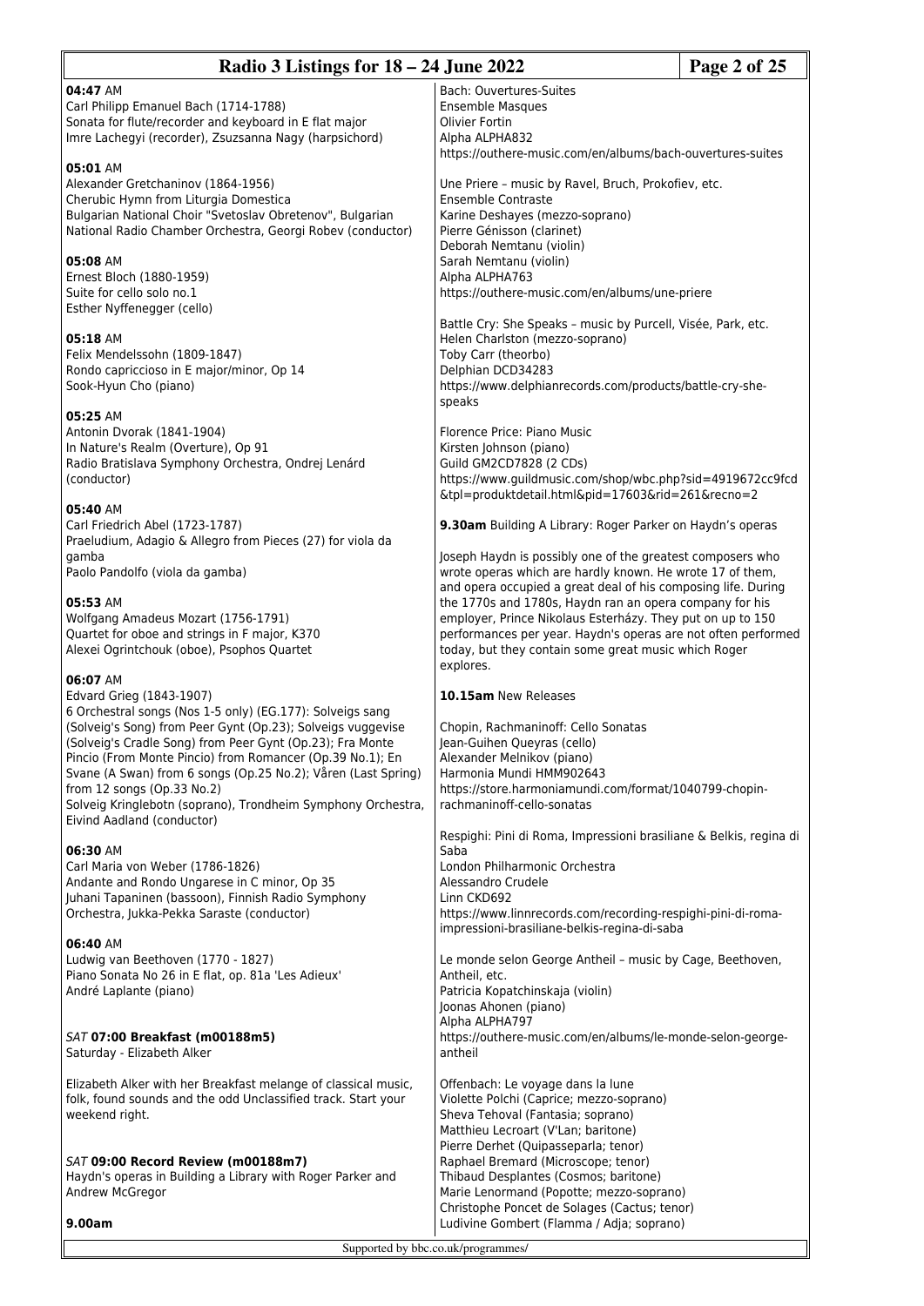**04:47** AM
Carl Philipp Emanuel Bach (1714-1788)
Sonata for flute/recorder and keyboard in E flat major
Imre Lachegyi (recorder), Zsuzsanna Nagy (harpsichord)

**05:01** AM
Alexander Gretchaninov (1864-1956)
Cherubic Hymn from Liturgia Domestica
Bulgarian National Choir "Svetoslav Obretenov", Bulgarian National Radio Chamber Orchestra, Georgi Robev (conductor)

**05:08** AM
Ernest Bloch (1880-1959)
Suite for cello solo no.1
Esther Nyffenegger (cello)

**05:18** AM
Felix Mendelssohn (1809-1847)
Rondo capriccioso in E major/minor, Op 14
Sook-Hyun Cho (piano)

**05:25** AM
Antonin Dvorak (1841-1904)
In Nature's Realm (Overture), Op 91
Radio Bratislava Symphony Orchestra, Ondrej Lenárd (conductor)

**05:40** AM
Carl Friedrich Abel (1723-1787)
Praeludium, Adagio & Allegro from Pieces (27) for viola da gamba
Paolo Pandolfo (viola da gamba)

**05:53** AM
Wolfgang Amadeus Mozart (1756-1791)
Quartet for oboe and strings in F major, K370
Alexei Ogrintchouk (oboe), Psophos Quartet

**06:07** AM
Edvard Grieg (1843-1907)
6 Orchestral songs (Nos 1-5 only) (EG.177): Solveigs sang (Solveig's Song) from Peer Gynt (Op.23); Solveigs vuggevise (Solveig's Cradle Song) from Peer Gynt (Op.23); Fra Monte Pincio (From Monte Pincio) from Romancer (Op.39 No.1); En Svane (A Swan) from 6 songs (Op.25 No.2); Våren (Last Spring) from 12 songs (Op.33 No.2)
Solveig Kringlebotn (soprano), Trondheim Symphony Orchestra, Eivind Aadland (conductor)

**06:30** AM
Carl Maria von Weber (1786-1826)
Andante and Rondo Ungarese in C minor, Op 35
Juhani Tapaninen (bassoon), Finnish Radio Symphony Orchestra, Jukka-Pekka Saraste (conductor)

**06:40** AM
Ludwig van Beethoven (1770 - 1827)
Piano Sonata No 26 in E flat, op. 81a 'Les Adieux'
André Laplante (piano)

*SAT* **07:00 Breakfast (m00188m5)**
Saturday - Elizabeth Alker

Elizabeth Alker with her Breakfast melange of classical music, folk, found sounds and the odd Unclassified track. Start your weekend right.

*SAT* **09:00 Record Review (m00188m7)**
Haydn's operas in Building a Library with Roger Parker and Andrew McGregor

**9.00am**

Bach: Ouvertures-Suites
Ensemble Masques
Olivier Fortin
Alpha ALPHA832
https://outhere-music.com/en/albums/bach-ouvertures-suites

Une Priere – music by Ravel, Bruch, Prokofiev, etc.
Ensemble Contraste
Karine Deshayes (mezzo-soprano)
Pierre Génisson (clarinet)
Deborah Nemtanu (violin)
Sarah Nemtanu (violin)
Alpha ALPHA763
https://outhere-music.com/en/albums/une-priere

Battle Cry: She Speaks – music by Purcell, Visée, Park, etc.
Helen Charlston (mezzo-soprano)
Toby Carr (theorbo)
Delphian DCD34283
https://www.delphianrecords.com/products/battle-cry-she-speaks

Florence Price: Piano Music
Kirsten Johnson (piano)
Guild GM2CD7828 (2 CDs)
https://www.guildmusic.com/shop/wbc.php?sid=4919672cc9fcd&tpl=produktdetail.html&pid=17603&rid=261&recno=2

**9.30am** Building A Library: Roger Parker on Haydn's operas

Joseph Haydn is possibly one of the greatest composers who wrote operas which are hardly known. He wrote 17 of them, and opera occupied a great deal of his composing life. During the 1770s and 1780s, Haydn ran an opera company for his employer, Prince Nikolaus Esterházy. They put on up to 150 performances per year. Haydn's operas are not often performed today, but they contain some great music which Roger explores.

**10.15am** New Releases

Chopin, Rachmaninoff: Cello Sonatas
Jean-Guihen Queyras (cello)
Alexander Melnikov (piano)
Harmonia Mundi HMM902643
https://store.harmoniamundi.com/format/1040799-chopin-rachmaninoff-cello-sonatas

Respighi: Pini di Roma, Impressioni brasiliane & Belkis, regina di Saba
London Philharmonic Orchestra
Alessandro Crudele
Linn CKD692
https://www.linnrecords.com/recording-respighi-pini-di-roma-impressioni-brasiliane-belkis-regina-di-saba

Le monde selon George Antheil – music by Cage, Beethoven, Antheil, etc.
Patricia Kopatchinskaja (violin)
Joonas Ahonen (piano)
Alpha ALPHA797
https://outhere-music.com/en/albums/le-monde-selon-george-antheil

Offenbach: Le voyage dans la lune
Violette Polchi (Caprice; mezzo-soprano)
Sheva Tehoval (Fantasia; soprano)
Matthieu Lecroart (V'Lan; baritone)
Pierre Derhet (Quipasseparla; tenor)
Raphael Bremard (Microscope; tenor)
Thibaud Desplantes (Cosmos; baritone)
Marie Lenormand (Popotte; mezzo-soprano)
Christophe Poncet de Solages (Cactus; tenor)
Ludivine Gombert (Flamma / Adja; soprano)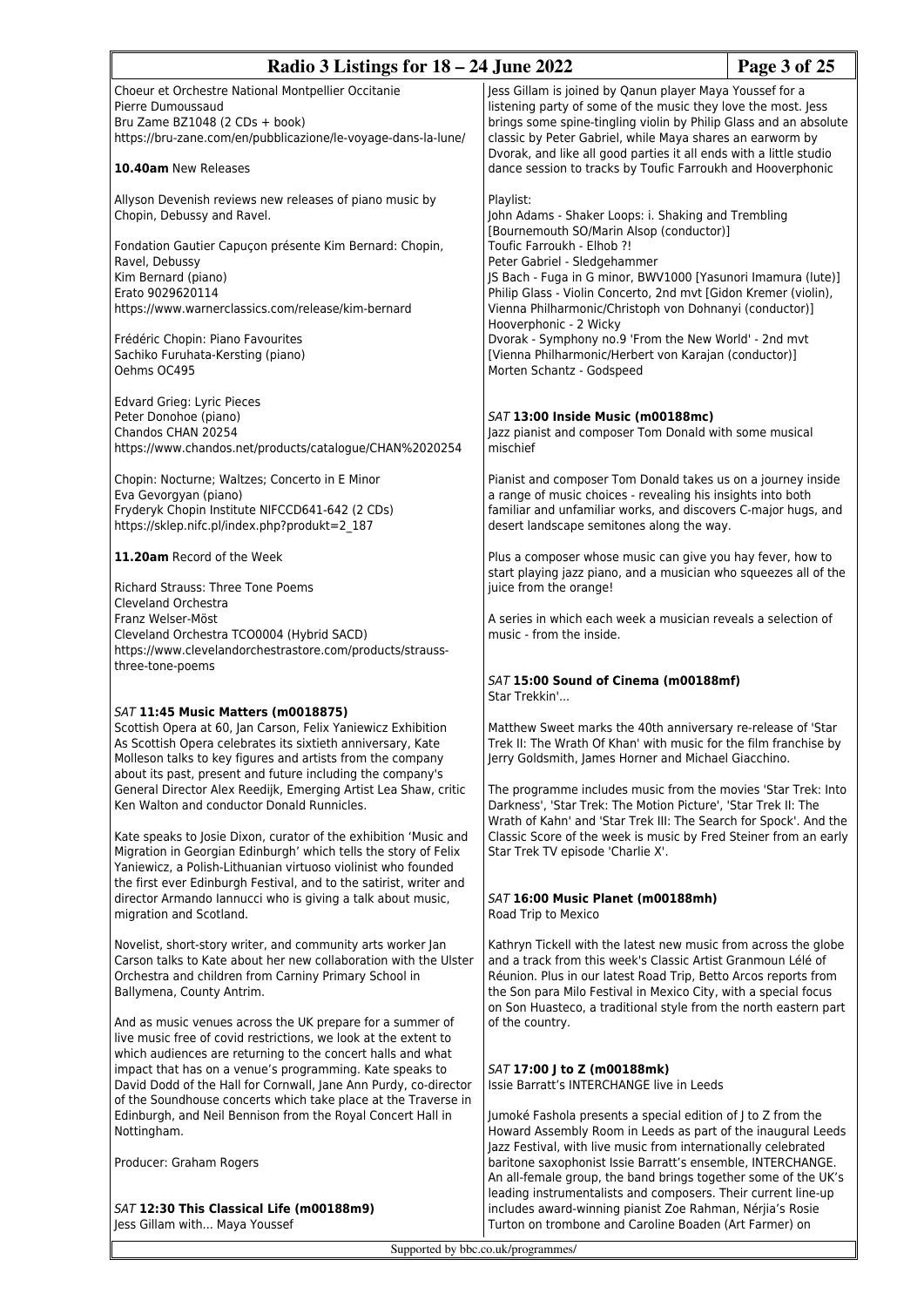Choeur et Orchestre National Montpellier Occitanie
Pierre Dumoussaud
Bru Zame BZ1048 (2 CDs + book)
https://bru-zane.com/en/pubblicazione/le-voyage-dans-la-lune/

**10.40am** New Releases

Allyson Devenish reviews new releases of piano music by Chopin, Debussy and Ravel.

Fondation Gautier Capuçon présente Kim Bernard: Chopin, Ravel, Debussy
Kim Bernard (piano)
Erato 9029620114
https://www.warnerclassics.com/release/kim-bernard

Frédéric Chopin: Piano Favourites
Sachiko Furuhata-Kersting (piano)
Oehms OC495

Edvard Grieg: Lyric Pieces
Peter Donohoe (piano)
Chandos CHAN 20254
https://www.chandos.net/products/catalogue/CHAN%2020254

Chopin: Nocturne; Waltzes; Concerto in E Minor
Eva Gevorgyan (piano)
Fryderyk Chopin Institute NIFCCD641-642 (2 CDs)
https://sklep.nifc.pl/index.php?produkt=2_187

**11.20am** Record of the Week

Richard Strauss: Three Tone Poems
Cleveland Orchestra
Franz Welser-Möst
Cleveland Orchestra TCO0004 (Hybrid SACD)
https://www.clevelandorchestrastore.com/products/strauss-three-tone-poems

### *SAT* 11:45 Music Matters (m0018875)

Scottish Opera at 60, Jan Carson, Felix Yaniewicz Exhibition
As Scottish Opera celebrates its sixtieth anniversary, Kate Molleson talks to key figures and artists from the company about its past, present and future including the company's General Director Alex Reedijk, Emerging Artist Lea Shaw, critic Ken Walton and conductor Donald Runnicles.

Kate speaks to Josie Dixon, curator of the exhibition 'Music and Migration in Georgian Edinburgh' which tells the story of Felix Yaniewicz, a Polish-Lithuanian virtuoso violinist who founded the first ever Edinburgh Festival, and to the satirist, writer and director Armando Iannucci who is giving a talk about music, migration and Scotland.

Novelist, short-story writer, and community arts worker Jan Carson talks to Kate about her new collaboration with the Ulster Orchestra and children from Carniny Primary School in Ballymena, County Antrim.

And as music venues across the UK prepare for a summer of live music free of covid restrictions, we look at the extent to which audiences are returning to the concert halls and what impact that has on a venue's programming. Kate speaks to David Dodd of the Hall for Cornwall, Jane Ann Purdy, co-director of the Soundhouse concerts which take place at the Traverse in Edinburgh, and Neil Bennison from the Royal Concert Hall in Nottingham.

Producer: Graham Rogers

### *SAT* 12:30 This Classical Life (m00188m9)

Jess Gillam with... Maya Youssef

Jess Gillam is joined by Qanun player Maya Youssef for a listening party of some of the music they love the most. Jess brings some spine-tingling violin by Philip Glass and an absolute classic by Peter Gabriel, while Maya shares an earworm by Dvorak, and like all good parties it all ends with a little studio dance session to tracks by Toufic Farroukh and Hooverphonic

Playlist:
John Adams - Shaker Loops: i. Shaking and Trembling [Bournemouth SO/Marin Alsop (conductor)]
Toufic Farroukh - Elhob ?!
Peter Gabriel - Sledgehammer
JS Bach - Fuga in G minor, BWV1000 [Yasunori Imamura (lute)]
Philip Glass - Violin Concerto, 2nd mvt [Gidon Kremer (violin), Vienna Philharmonic/Christoph von Dohnanyi (conductor)]
Hooverphonic - 2 Wicky
Dvorak - Symphony no.9 'From the New World' - 2nd mvt [Vienna Philharmonic/Herbert von Karajan (conductor)]
Morten Schantz - Godspeed

### *SAT* 13:00 Inside Music (m00188mc)

Jazz pianist and composer Tom Donald with some musical mischief

Pianist and composer Tom Donald takes us on a journey inside a range of music choices - revealing his insights into both familiar and unfamiliar works, and discovers C-major hugs, and desert landscape semitones along the way.

Plus a composer whose music can give you hay fever, how to start playing jazz piano, and a musician who squeezes all of the juice from the orange!

A series in which each week a musician reveals a selection of music - from the inside.

### *SAT* 15:00 Sound of Cinema (m00188mf)

Star Trekkin'...

Matthew Sweet marks the 40th anniversary re-release of 'Star Trek II: The Wrath Of Khan' with music for the film franchise by Jerry Goldsmith, James Horner and Michael Giacchino.

The programme includes music from the movies 'Star Trek: Into Darkness', 'Star Trek: The Motion Picture', 'Star Trek II: The Wrath of Kahn' and 'Star Trek III: The Search for Spock'. And the Classic Score of the week is music by Fred Steiner from an early Star Trek TV episode 'Charlie X'.

### *SAT* 16:00 Music Planet (m00188mh)

Road Trip to Mexico

Kathryn Tickell with the latest new music from across the globe and a track from this week's Classic Artist Granmoun Lélé of Réunion. Plus in our latest Road Trip, Betto Arcos reports from the Son para Milo Festival in Mexico City, with a special focus on Son Huasteco, a traditional style from the north eastern part of the country.

### *SAT* 17:00 J to Z (m00188mk)

Issie Barratt's INTERCHANGE live in Leeds

Jumoké Fashola presents a special edition of J to Z from the Howard Assembly Room in Leeds as part of the inaugural Leeds Jazz Festival, with live music from internationally celebrated baritone saxophonist Issie Barratt's ensemble, INTERCHANGE. An all-female group, the band brings together some of the UK's leading instrumentalists and composers. Their current line-up includes award-winning pianist Zoe Rahman, Nérjia's Rosie Turton on trombone and Caroline Boaden (Art Farmer) on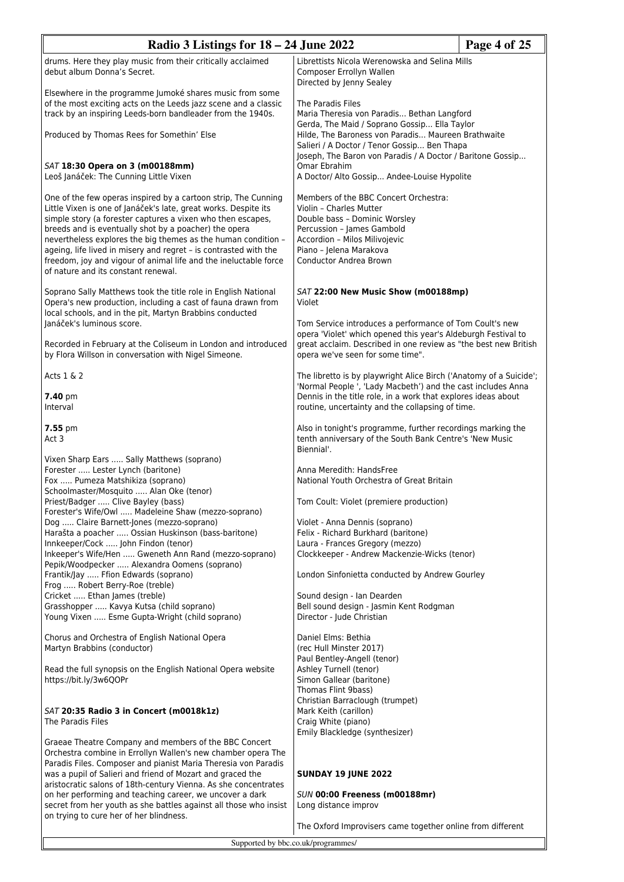drums. Here they play music from their critically acclaimed debut album Donna's Secret.

Elsewhere in the programme Jumoké shares music from some of the most exciting acts on the Leeds jazz scene and a classic track by an inspiring Leeds-born bandleader from the 1940s.

Produced by Thomas Rees for Somethin' Else

*SAT* **18:30 Opera on 3 (m00188mm)**
Leoš Janáček: The Cunning Little Vixen

One of the few operas inspired by a cartoon strip, The Cunning Little Vixen is one of Janáček's late, great works. Despite its simple story (a forester captures a vixen who then escapes, breeds and is eventually shot by a poacher) the opera nevertheless explores the big themes as the human condition – ageing, life lived in misery and regret – is contrasted with the freedom, joy and vigour of animal life and the ineluctable force of nature and its constant renewal.

Soprano Sally Matthews took the title role in English National Opera's new production, including a cast of fauna drawn from local schools, and in the pit, Martyn Brabbins conducted Janáček's luminous score.

Recorded in February at the Coliseum in London and introduced by Flora Willson in conversation with Nigel Simeone.

Acts 1 & 2

**7.40** pm
Interval

**7.55** pm
Act 3

Vixen Sharp Ears ..... Sally Matthews (soprano)
Forester ..... Lester Lynch (baritone)
Fox ..... Pumeza Matshikiza (soprano)
Schoolmaster/Mosquito ..... Alan Oke (tenor)
Priest/Badger ..... Clive Bayley (bass)
Forester's Wife/Owl ..... Madeleine Shaw (mezzo-soprano)
Dog ..... Claire Barnett-Jones (mezzo-soprano)
Harašta a poacher ..... Ossian Huskinson (bass-baritone)
Innkeeper/Cock ..... John Findon (tenor)
Inkeeper's Wife/Hen ..... Gweneth Ann Rand (mezzo-soprano)
Pepik/Woodpecker ..... Alexandra Oomens (soprano)
Frantik/Jay ..... Ffion Edwards (soprano)
Frog ..... Robert Berry-Roe (treble)
Cricket ..... Ethan James (treble)
Grasshopper ..... Kavya Kutsa (child soprano)
Young Vixen ..... Esme Gupta-Wright (child soprano)

Chorus and Orchestra of English National Opera
Martyn Brabbins (conductor)

Read the full synopsis on the English National Opera website
https://bit.ly/3w6QOPr

*SAT* **20:35 Radio 3 in Concert (m0018k1z)**
The Paradis Files

Graeae Theatre Company and members of the BBC Concert Orchestra combine in Errollyn Wallen's new chamber opera The Paradis Files. Composer and pianist Maria Theresia von Paradis was a pupil of Salieri and friend of Mozart and graced the aristocratic salons of 18th-century Vienna. As she concentrates on her performing and teaching career, we uncover a dark secret from her youth as she battles against all those who insist on trying to cure her of her blindness.

Librettists Nicola Werenowska and Selina Mills
Composer Errollyn Wallen
Directed by Jenny Sealey

The Paradis Files
Maria Theresia von Paradis... Bethan Langford
Gerda, The Maid / Soprano Gossip... Ella Taylor
Hilde, The Baroness von Paradis... Maureen Brathwaite
Salieri / A Doctor / Tenor Gossip... Ben Thapa
Joseph, The Baron von Paradis / A Doctor / Baritone Gossip... Omar Ebrahim
A Doctor/ Alto Gossip... Andee-Louise Hypolite

Members of the BBC Concert Orchestra:
Violin – Charles Mutter
Double bass – Dominic Worsley
Percussion – James Gambold
Accordion – Milos Milivojevic
Piano – Jelena Marakova
Conductor Andrea Brown

*SAT* **22:00 New Music Show (m00188mp)**
Violet

Tom Service introduces a performance of Tom Coult's new opera 'Violet' which opened this year's Aldeburgh Festival to great acclaim. Described in one review as "the best new British opera we've seen for some time".

The libretto is by playwright Alice Birch ('Anatomy of a Suicide'; 'Normal People ', 'Lady Macbeth') and the cast includes Anna Dennis in the title role, in a work that explores ideas about routine, uncertainty and the collapsing of time.

Also in tonight's programme, further recordings marking the tenth anniversary of the South Bank Centre's 'New Music Biennial'.

Anna Meredith: HandsFree
National Youth Orchestra of Great Britain

Tom Coult: Violet (premiere production)

Violet - Anna Dennis (soprano)
Felix - Richard Burkhard (baritone)
Laura - Frances Gregory (mezzo)
Clockkeeper - Andrew Mackenzie-Wicks (tenor)

London Sinfonietta conducted by Andrew Gourley

Sound design - Ian Dearden
Bell sound design - Jasmin Kent Rodgman
Director - Jude Christian

Daniel Elms: Bethia
(rec Hull Minster 2017)
Paul Bentley-Angell (tenor)
Ashley Turnell (tenor)
Simon Gallear (baritone)
Thomas Flint 9bass)
Christian Barraclough (trumpet)
Mark Keith (carillon)
Craig White (piano)
Emily Blackledge (synthesizer)

## SUNDAY 19 JUNE 2022

*SUN* **00:00 Freeness (m00188mr)**
Long distance improv

The Oxford Improvisers came together online from different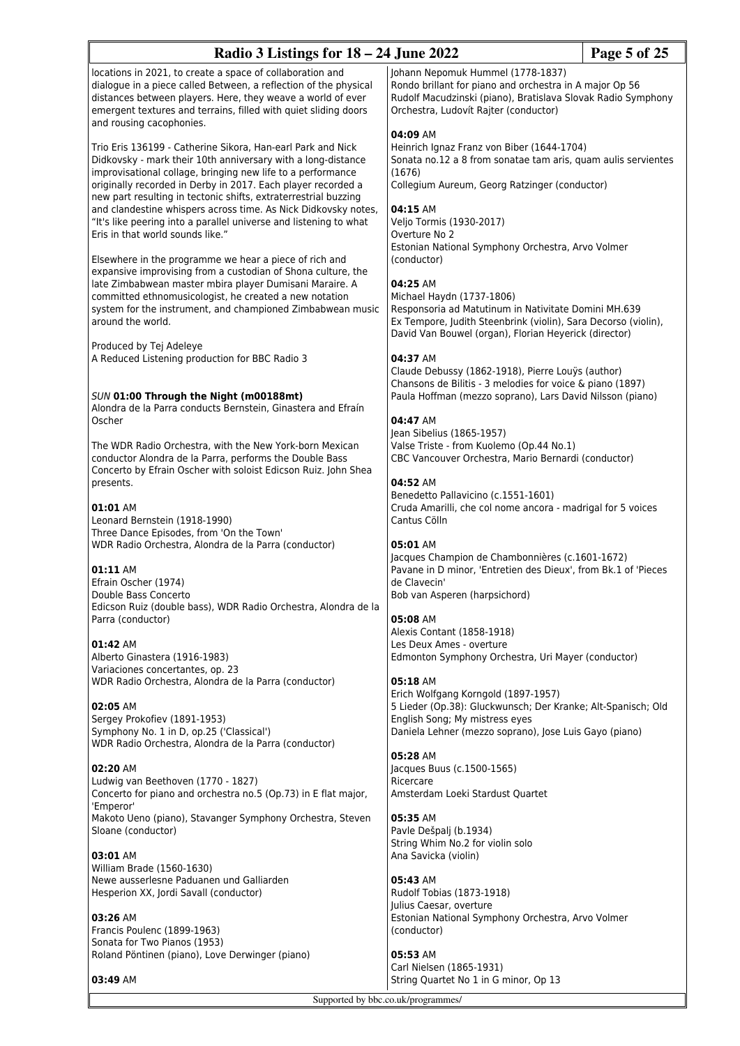locations in 2021, to create a space of collaboration and dialogue in a piece called Between, a reflection of the physical distances between players. Here, they weave a world of ever emergent textures and terrains, filled with quiet sliding doors and rousing cacophonies.

Trio Eris 136199 - Catherine Sikora, Han-earl Park and Nick Didkovsky - mark their 10th anniversary with a long-distance improvisational collage, bringing new life to a performance originally recorded in Derby in 2017. Each player recorded a new part resulting in tectonic shifts, extraterrestrial buzzing and clandestine whispers across time. As Nick Didkovsky notes, "It's like peering into a parallel universe and listening to what Eris in that world sounds like."

Elsewhere in the programme we hear a piece of rich and expansive improvising from a custodian of Shona culture, the late Zimbabwean master mbira player Dumisani Maraire. A committed ethnomusicologist, he created a new notation system for the instrument, and championed Zimbabwean music around the world.

Produced by Tej Adeleye
A Reduced Listening production for BBC Radio 3

*SUN* **01:00 Through the Night (m00188mt)**
Alondra de la Parra conducts Bernstein, Ginastera and Efraín Oscher

The WDR Radio Orchestra, with the New York-born Mexican conductor Alondra de la Parra, performs the Double Bass Concerto by Efrain Oscher with soloist Edicson Ruiz. John Shea presents.

**01:01** AM
Leonard Bernstein (1918-1990)
Three Dance Episodes, from 'On the Town'
WDR Radio Orchestra, Alondra de la Parra (conductor)

**01:11** AM
Efrain Oscher (1974)
Double Bass Concerto
Edicson Ruiz (double bass), WDR Radio Orchestra, Alondra de la Parra (conductor)

**01:42** AM
Alberto Ginastera (1916-1983)
Variaciones concertantes, op. 23
WDR Radio Orchestra, Alondra de la Parra (conductor)

**02:05** AM
Sergey Prokofiev (1891-1953)
Symphony No. 1 in D, op.25 ('Classical')
WDR Radio Orchestra, Alondra de la Parra (conductor)

**02:20** AM
Ludwig van Beethoven (1770 - 1827)
Concerto for piano and orchestra no.5 (Op.73) in E flat major, 'Emperor'
Makoto Ueno (piano), Stavanger Symphony Orchestra, Steven Sloane (conductor)

**03:01** AM
William Brade (1560-1630)
Newe ausserlesne Paduanen und Galliarden
Hesperion XX, Jordi Savall (conductor)

**03:26** AM
Francis Poulenc (1899-1963)
Sonata for Two Pianos (1953)
Roland Pöntinen (piano), Love Derwinger (piano)

**03:49** AM
Johann Nepomuk Hummel (1778-1837)
Rondo brillant for piano and orchestra in A major Op 56
Rudolf Macudzinski (piano), Bratislava Slovak Radio Symphony Orchestra, Ludovít Rajter (conductor)

**04:09** AM
Heinrich Ignaz Franz von Biber (1644-1704)
Sonata no.12 a 8 from sonatae tam aris, quam aulis servientes (1676)
Collegium Aureum, Georg Ratzinger (conductor)

**04:15** AM
Veljo Tormis (1930-2017)
Overture No 2
Estonian National Symphony Orchestra, Arvo Volmer (conductor)

**04:25** AM
Michael Haydn (1737-1806)
Responsoria ad Matutinum in Nativitate Domini MH.639
Ex Tempore, Judith Steenbrink (violin), Sara Decorso (violin), David Van Bouwel (organ), Florian Heyerick (director)

**04:37** AM
Claude Debussy (1862-1918), Pierre Louÿs (author)
Chansons de Bilitis - 3 melodies for voice & piano (1897)
Paula Hoffman (mezzo soprano), Lars David Nilsson (piano)

**04:47** AM
Jean Sibelius (1865-1957)
Valse Triste - from Kuolemo (Op.44 No.1)
CBC Vancouver Orchestra, Mario Bernardi (conductor)

**04:52** AM
Benedetto Pallavicino (c.1551-1601)
Cruda Amarilli, che col nome ancora - madrigal for 5 voices
Cantus Cölln

**05:01** AM
Jacques Champion de Chambonnières (c.1601-1672)
Pavane in D minor, 'Entretien des Dieux', from Bk.1 of 'Pieces de Clavecin'
Bob van Asperen (harpsichord)

**05:08** AM
Alexis Contant (1858-1918)
Les Deux Ames - overture
Edmonton Symphony Orchestra, Uri Mayer (conductor)

**05:18** AM
Erich Wolfgang Korngold (1897-1957)
5 Lieder (Op.38): Gluckwunsch; Der Kranke; Alt-Spanisch; Old English Song; My mistress eyes
Daniela Lehner (mezzo soprano), Jose Luis Gayo (piano)

**05:28** AM
Jacques Buus (c.1500-1565)
Ricercare
Amsterdam Loeki Stardust Quartet

**05:35** AM
Pavle Dešpalj (b.1934)
String Whim No.2 for violin solo
Ana Savicka (violin)

**05:43** AM
Rudolf Tobias (1873-1918)
Julius Caesar, overture
Estonian National Symphony Orchestra, Arvo Volmer (conductor)

**05:53** AM
Carl Nielsen (1865-1931)
String Quartet No 1 in G minor, Op 13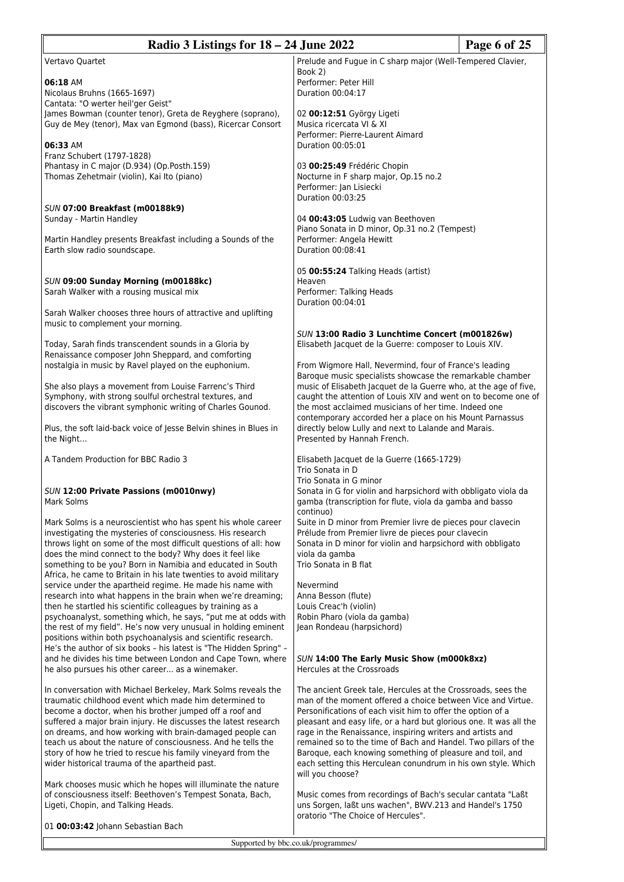Vertavo Quartet

**06:18** AM
Nicolaus Bruhns (1665-1697)
Cantata: "O werter heil'ger Geist"
James Bowman (counter tenor), Greta de Reyghere (soprano), Guy de Mey (tenor), Max van Egmond (bass), Ricercar Consort

**06:33** AM
Franz Schubert (1797-1828)
Phantasy in C major (D.934) (Op.Posth.159)
Thomas Zehetmair (violin), Kai Ito (piano)

*SUN* **07:00 Breakfast (m00188k9)**
Sunday - Martin Handley

Martin Handley presents Breakfast including a Sounds of the Earth slow radio soundscape.

*SUN* **09:00 Sunday Morning (m00188kc)**
Sarah Walker with a rousing musical mix

Sarah Walker chooses three hours of attractive and uplifting music to complement your morning.

Today, Sarah finds transcendent sounds in a Gloria by Renaissance composer John Sheppard, and comforting nostalgia in music by Ravel played on the euphonium.

She also plays a movement from Louise Farrenc's Third Symphony, with strong soulful orchestral textures, and discovers the vibrant symphonic writing of Charles Gounod.

Plus, the soft laid-back voice of Jesse Belvin shines in Blues in the Night...

A Tandem Production for BBC Radio 3

*SUN* **12:00 Private Passions (m0010nwy)**
Mark Solms

Mark Solms is a neuroscientist who has spent his whole career investigating the mysteries of consciousness. His research throws light on some of the most difficult questions of all: how does the mind connect to the body? Why does it feel like something to be you? Born in Namibia and educated in South Africa, he came to Britain in his late twenties to avoid military service under the apartheid regime. He made his name with research into what happens in the brain when we're dreaming; then he startled his scientific colleagues by training as a psychoanalyst, something which, he says, "put me at odds with the rest of my field". He's now very unusual in holding eminent positions within both psychoanalysis and scientific research. He's the author of six books – his latest is "The Hidden Spring" – and he divides his time between London and Cape Town, where he also pursues his other career... as a winemaker.

In conversation with Michael Berkeley, Mark Solms reveals the traumatic childhood event which made him determined to become a doctor, when his brother jumped off a roof and suffered a major brain injury. He discusses the latest research on dreams, and how working with brain-damaged people can teach us about the nature of consciousness. And he tells the story of how he tried to rescue his family vineyard from the wider historical trauma of the apartheid past.

Mark chooses music which he hopes will illuminate the nature of consciousness itself: Beethoven's Tempest Sonata, Bach, Ligeti, Chopin, and Talking Heads.

01 **00:03:42** Johann Sebastian Bach
Prelude and Fugue in C sharp major (Well-Tempered Clavier, Book 2)
Performer: Peter Hill
Duration 00:04:17

02 **00:12:51** György Ligeti
Musica ricercata VI & XI
Performer: Pierre-Laurent Aimard
Duration 00:05:01

03 **00:25:49** Frédéric Chopin
Nocturne in F sharp major, Op.15 no.2
Performer: Jan Lisiecki
Duration 00:03:25

04 **00:43:05** Ludwig van Beethoven
Piano Sonata in D minor, Op.31 no.2 (Tempest)
Performer: Angela Hewitt
Duration 00:08:41

05 **00:55:24** Talking Heads (artist)
Heaven
Performer: Talking Heads
Duration 00:04:01

*SUN* **13:00 Radio 3 Lunchtime Concert (m001826w)**
Elisabeth Jacquet de la Guerre: composer to Louis XIV.

From Wigmore Hall, Nevermind, four of France's leading Baroque music specialists showcase the remarkable chamber music of Elisabeth Jacquet de la Guerre who, at the age of five, caught the attention of Louis XIV and went on to become one of the most acclaimed musicians of her time. Indeed one contemporary accorded her a place on his Mount Parnassus directly below Lully and next to Lalande and Marais.
Presented by Hannah French.

Elisabeth Jacquet de la Guerre (1665-1729)
Trio Sonata in D
Trio Sonata in G minor
Sonata in G for violin and harpsichord with obbligato viola da gamba (transcription for flute, viola da gamba and basso continuo)
Suite in D minor from Premier livre de pieces pour clavecin
Prélude from Premier livre de pieces pour clavecin
Sonata in D minor for violin and harpsichord with obbligato viola da gamba
Trio Sonata in B flat

Nevermind
Anna Besson (flute)
Louis Creac'h (violin)
Robin Pharo (viola da gamba)
Jean Rondeau (harpsichord)

*SUN* **14:00 The Early Music Show (m000k8xz)**
Hercules at the Crossroads

The ancient Greek tale, Hercules at the Crossroads, sees the man of the moment offered a choice between Vice and Virtue. Personifications of each visit him to offer the option of a pleasant and easy life, or a hard but glorious one. It was all the rage in the Renaissance, inspiring writers and artists and remained so to the time of Bach and Handel. Two pillars of the Baroque, each knowing something of pleasure and toil, and each setting this Herculean conundrum in his own style. Which will you choose?

Music comes from recordings of Bach's secular cantata "Laßt uns Sorgen, laßt uns wachen", BWV.213 and Handel's 1750 oratorio "The Choice of Hercules".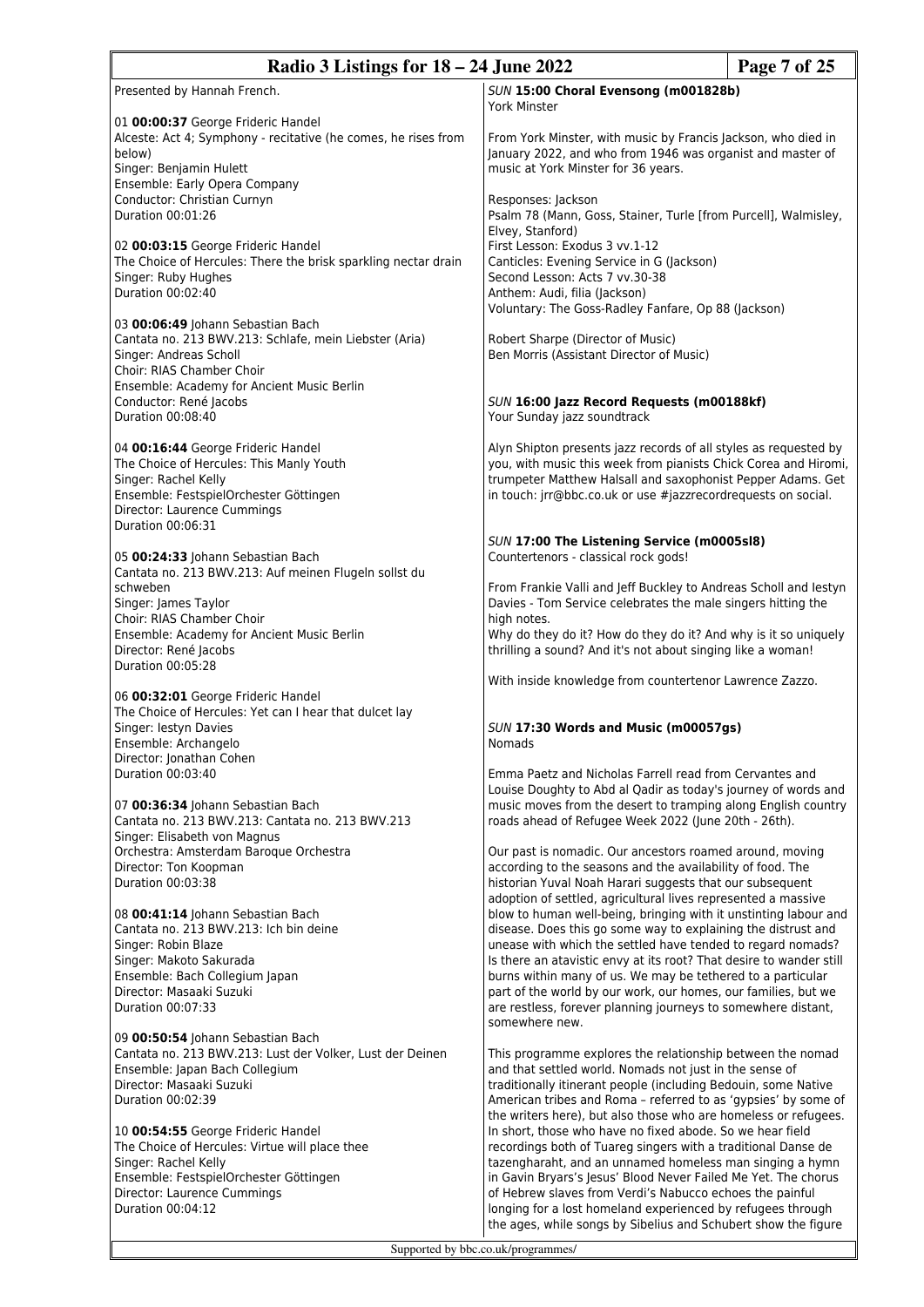Presented by Hannah French.

01 **00:00:37** George Frideric Handel
Alceste: Act 4; Symphony - recitative (he comes, he rises from below)
Singer: Benjamin Hulett
Ensemble: Early Opera Company
Conductor: Christian Curnyn
Duration 00:01:26

02 **00:03:15** George Frideric Handel
The Choice of Hercules: There the brisk sparkling nectar drain
Singer: Ruby Hughes
Duration 00:02:40

03 **00:06:49** Johann Sebastian Bach
Cantata no. 213 BWV.213: Schlafe, mein Liebster (Aria)
Singer: Andreas Scholl
Choir: RIAS Chamber Choir
Ensemble: Academy for Ancient Music Berlin
Conductor: René Jacobs
Duration 00:08:40

04 **00:16:44** George Frideric Handel
The Choice of Hercules: This Manly Youth
Singer: Rachel Kelly
Ensemble: FestspielOrchester Göttingen
Director: Laurence Cummings
Duration 00:06:31

05 **00:24:33** Johann Sebastian Bach
Cantata no. 213 BWV.213: Auf meinen Flugeln sollst du schweben
Singer: James Taylor
Choir: RIAS Chamber Choir
Ensemble: Academy for Ancient Music Berlin
Director: René Jacobs
Duration 00:05:28

06 **00:32:01** George Frideric Handel
The Choice of Hercules: Yet can I hear that dulcet lay
Singer: Iestyn Davies
Ensemble: Archangelo
Director: Jonathan Cohen
Duration 00:03:40

07 **00:36:34** Johann Sebastian Bach
Cantata no. 213 BWV.213: Cantata no. 213 BWV.213
Singer: Elisabeth von Magnus
Orchestra: Amsterdam Baroque Orchestra
Director: Ton Koopman
Duration 00:03:38

08 **00:41:14** Johann Sebastian Bach
Cantata no. 213 BWV.213: Ich bin deine
Singer: Robin Blaze
Singer: Makoto Sakurada
Ensemble: Bach Collegium Japan
Director: Masaaki Suzuki
Duration 00:07:33

09 **00:50:54** Johann Sebastian Bach
Cantata no. 213 BWV.213: Lust der Volker, Lust der Deinen
Ensemble: Japan Bach Collegium
Director: Masaaki Suzuki
Duration 00:02:39

10 **00:54:55** George Frideric Handel
The Choice of Hercules: Virtue will place thee
Singer: Rachel Kelly
Ensemble: FestspielOrchester Göttingen
Director: Laurence Cummings
Duration 00:04:12

### *SUN* 15:00 Choral Evensong (m001828b)

York Minster

From York Minster, with music by Francis Jackson, who died in January 2022, and who from 1946 was organist and master of music at York Minster for 36 years.

Responses: Jackson
Psalm 78 (Mann, Goss, Stainer, Turle [from Purcell], Walmisley, Elvey, Stanford)
First Lesson: Exodus 3 vv.1-12
Canticles: Evening Service in G (Jackson)
Second Lesson: Acts 7 vv.30-38
Anthem: Audi, filia (Jackson)
Voluntary: The Goss-Radley Fanfare, Op 88 (Jackson)

Robert Sharpe (Director of Music)
Ben Morris (Assistant Director of Music)

### *SUN* 16:00 Jazz Record Requests (m00188kf)

Your Sunday jazz soundtrack

Alyn Shipton presents jazz records of all styles as requested by you, with music this week from pianists Chick Corea and Hiromi, trumpeter Matthew Halsall and saxophonist Pepper Adams. Get in touch: jrr@bbc.co.uk or use #jazzrecordrequests on social.

### *SUN* 17:00 The Listening Service (m0005sl8)

Countertenors - classical rock gods!

From Frankie Valli and Jeff Buckley to Andreas Scholl and Iestyn Davies - Tom Service celebrates the male singers hitting the high notes.
Why do they do it? How do they do it? And why is it so uniquely thrilling a sound? And it's not about singing like a woman!

With inside knowledge from countertenor Lawrence Zazzo.

### *SUN* 17:30 Words and Music (m00057gs)

Nomads

Emma Paetz and Nicholas Farrell read from Cervantes and Louise Doughty to Abd al Qadir as today's journey of words and music moves from the desert to tramping along English country roads ahead of Refugee Week 2022 (June 20th - 26th).

Our past is nomadic. Our ancestors roamed around, moving according to the seasons and the availability of food. The historian Yuval Noah Harari suggests that our subsequent adoption of settled, agricultural lives represented a massive blow to human well-being, bringing with it unstinting labour and disease. Does this go some way to explaining the distrust and unease with which the settled have tended to regard nomads? Is there an atavistic envy at its root? That desire to wander still burns within many of us. We may be tethered to a particular part of the world by our work, our homes, our families, but we are restless, forever planning journeys to somewhere distant, somewhere new.

This programme explores the relationship between the nomad and that settled world. Nomads not just in the sense of traditionally itinerant people (including Bedouin, some Native American tribes and Roma – referred to as 'gypsies' by some of the writers here), but also those who are homeless or refugees. In short, those who have no fixed abode. So we hear field recordings both of Tuareg singers with a traditional Danse de tazengharaht, and an unnamed homeless man singing a hymn in Gavin Bryars's Jesus' Blood Never Failed Me Yet. The chorus of Hebrew slaves from Verdi's Nabucco echoes the painful longing for a lost homeland experienced by refugees through the ages, while songs by Sibelius and Schubert show the figure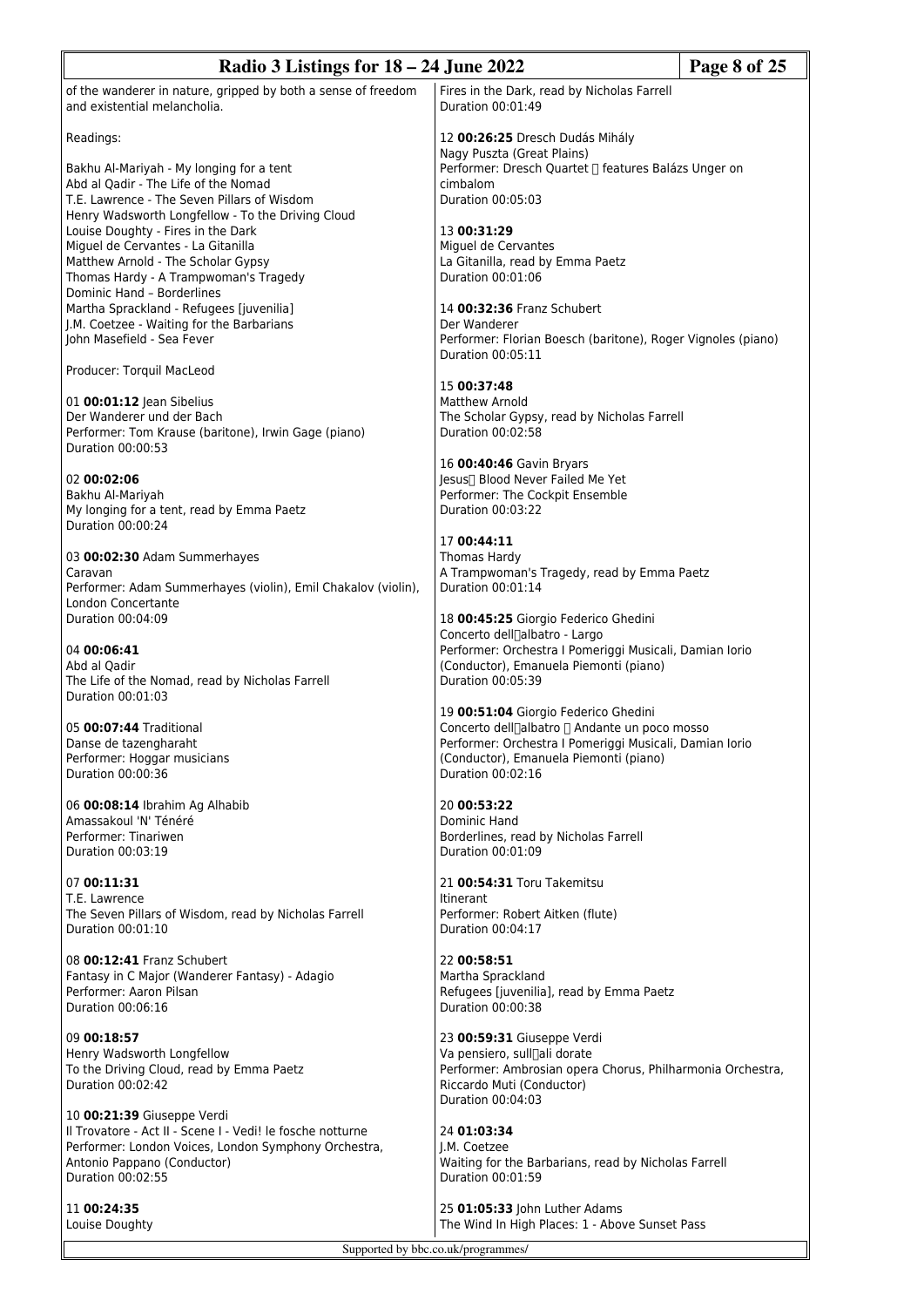of the wanderer in nature, gripped by both a sense of freedom and existential melancholia.

Readings:

Bakhu Al-Mariyah - My longing for a tent
Abd al Qadir - The Life of the Nomad
T.E. Lawrence - The Seven Pillars of Wisdom
Henry Wadsworth Longfellow - To the Driving Cloud
Louise Doughty - Fires in the Dark
Miguel de Cervantes - La Gitanilla
Matthew Arnold - The Scholar Gypsy
Thomas Hardy - A Trampwoman's Tragedy
Dominic Hand – Borderlines
Martha Sprackland - Refugees [juvenilia]
J.M. Coetzee - Waiting for the Barbarians
John Masefield - Sea Fever

Producer: Torquil MacLeod

01 **00:01:12** Jean Sibelius
Der Wanderer und der Bach
Performer: Tom Krause (baritone), Irwin Gage (piano)
Duration 00:00:53

02 **00:02:06**
Bakhu Al-Mariyah
My longing for a tent, read by Emma Paetz
Duration 00:00:24

03 **00:02:30** Adam Summerhayes
Caravan
Performer: Adam Summerhayes (violin), Emil Chakalov (violin), London Concertante
Duration 00:04:09

04 **00:06:41**
Abd al Qadir
The Life of the Nomad, read by Nicholas Farrell
Duration 00:01:03

05 **00:07:44** Traditional
Danse de tazengharaht
Performer: Hoggar musicians
Duration 00:00:36

06 **00:08:14** Ibrahim Ag Alhabib
Amassakoul 'N' Ténéré
Performer: Tinariwen
Duration 00:03:19

07 **00:11:31**
T.E. Lawrence
The Seven Pillars of Wisdom, read by Nicholas Farrell
Duration 00:01:10

08 **00:12:41** Franz Schubert
Fantasy in C Major (Wanderer Fantasy) - Adagio
Performer: Aaron Pilsan
Duration 00:06:16

09 **00:18:57**
Henry Wadsworth Longfellow
To the Driving Cloud, read by Emma Paetz
Duration 00:02:42

10 **00:21:39** Giuseppe Verdi
Il Trovatore - Act II - Scene I - Vedi! le fosche notturne
Performer: London Voices, London Symphony Orchestra, Antonio Pappano (Conductor)
Duration 00:02:55

11 **00:24:35**
Louise Doughty
Fires in the Dark, read by Nicholas Farrell
Duration 00:01:49

12 **00:26:25** Dresch Dudás Mihály
Nagy Puszta (Great Plains)
Performer: Dresch Quartet  features Balázs Unger on cimbalom
Duration 00:05:03

13 **00:31:29**
Miguel de Cervantes
La Gitanilla, read by Emma Paetz
Duration 00:01:06

14 **00:32:36** Franz Schubert
Der Wanderer
Performer: Florian Boesch (baritone), Roger Vignoles (piano)
Duration 00:05:11

15 **00:37:48**
Matthew Arnold
The Scholar Gypsy, read by Nicholas Farrell
Duration 00:02:58

16 **00:40:46** Gavin Bryars
Jesus Blood Never Failed Me Yet
Performer: The Cockpit Ensemble
Duration 00:03:22

17 **00:44:11**
Thomas Hardy
A Trampwoman's Tragedy, read by Emma Paetz
Duration 00:01:14

18 **00:45:25** Giorgio Federico Ghedini
Concerto dellalbatro - Largo
Performer: Orchestra I Pomeriggi Musicali, Damian Iorio (Conductor), Emanuela Piemonti (piano)
Duration 00:05:39

19 **00:51:04** Giorgio Federico Ghedini
Concerto dellalbatro  Andante un poco mosso
Performer: Orchestra I Pomeriggi Musicali, Damian Iorio (Conductor), Emanuela Piemonti (piano)
Duration 00:02:16

20 **00:53:22**
Dominic Hand
Borderlines, read by Nicholas Farrell
Duration 00:01:09

21 **00:54:31** Toru Takemitsu
Itinerant
Performer: Robert Aitken (flute)
Duration 00:04:17

22 **00:58:51**
Martha Sprackland
Refugees [juvenilia], read by Emma Paetz
Duration 00:00:38

23 **00:59:31** Giuseppe Verdi
Va pensiero, sullali dorate
Performer: Ambrosian opera Chorus, Philharmonia Orchestra, Riccardo Muti (Conductor)
Duration 00:04:03

24 **01:03:34**
J.M. Coetzee
Waiting for the Barbarians, read by Nicholas Farrell
Duration 00:01:59

25 **01:05:33** John Luther Adams
The Wind In High Places: 1 - Above Sunset Pass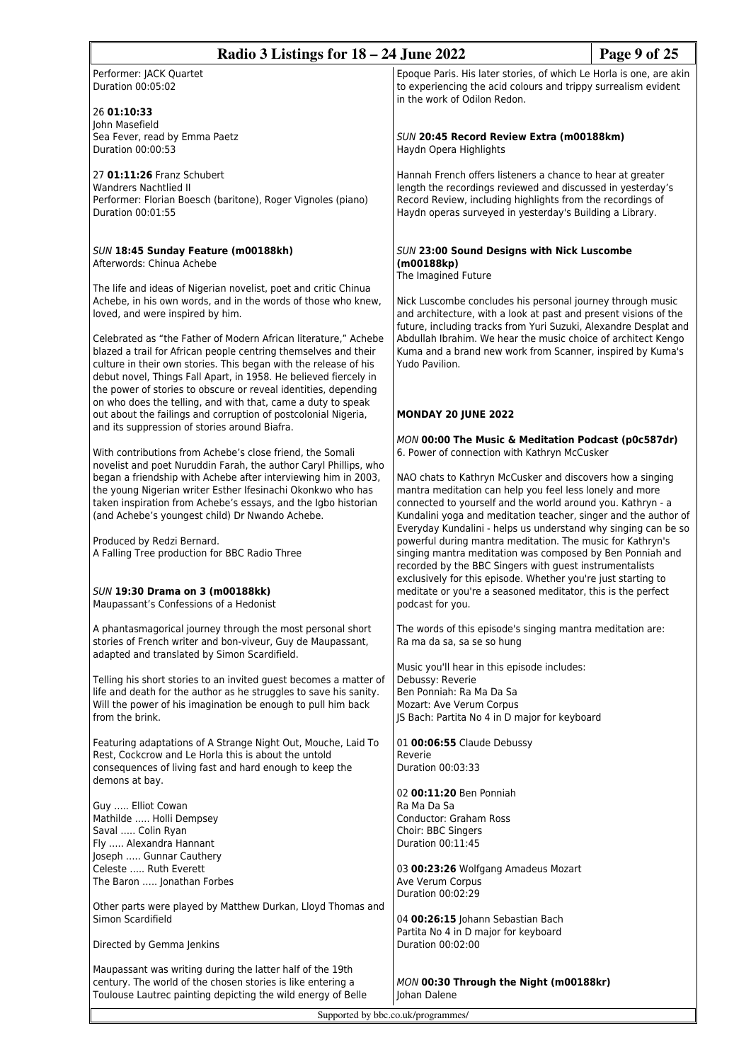Performer: JACK Quartet
Duration 00:05:02

26 **01:10:33**
John Masefield
Sea Fever, read by Emma Paetz
Duration 00:00:53

27 **01:11:26** Franz Schubert
Wandrers Nachtlied II
Performer: Florian Boesch (baritone), Roger Vignoles (piano)
Duration 00:01:55

*SUN* **18:45 Sunday Feature (m00188kh)**
Afterwords: Chinua Achebe

The life and ideas of Nigerian novelist, poet and critic Chinua Achebe, in his own words, and in the words of those who knew, loved, and were inspired by him.

Celebrated as "the Father of Modern African literature," Achebe blazed a trail for African people centring themselves and their culture in their own stories. This began with the release of his debut novel, Things Fall Apart, in 1958. He believed fiercely in the power of stories to obscure or reveal identities, depending on who does the telling, and with that, came a duty to speak out about the failings and corruption of postcolonial Nigeria, and its suppression of stories around Biafra.

With contributions from Achebe's close friend, the Somali novelist and poet Nuruddin Farah, the author Caryl Phillips, who began a friendship with Achebe after interviewing him in 2003, the young Nigerian writer Esther Ifesinachi Okonkwo who has taken inspiration from Achebe's essays, and the Igbo historian (and Achebe's youngest child) Dr Nwando Achebe.

Produced by Redzi Bernard.
A Falling Tree production for BBC Radio Three

*SUN* **19:30 Drama on 3 (m00188kk)**
Maupassant's Confessions of a Hedonist

A phantasmagorical journey through the most personal short stories of French writer and bon-viveur, Guy de Maupassant, adapted and translated by Simon Scardifield.

Telling his short stories to an invited guest becomes a matter of life and death for the author as he struggles to save his sanity. Will the power of his imagination be enough to pull him back from the brink.

Featuring adaptations of A Strange Night Out, Mouche, Laid To Rest, Cockcrow and Le Horla this is about the untold consequences of living fast and hard enough to keep the demons at bay.

Guy ..... Elliot Cowan
Mathilde ..... Holli Dempsey
Saval ..... Colin Ryan
Fly ..... Alexandra Hannant
Joseph ..... Gunnar Cauthery
Celeste ..... Ruth Everett
The Baron ..... Jonathan Forbes

Other parts were played by Matthew Durkan, Lloyd Thomas and Simon Scardifield

Directed by Gemma Jenkins

Maupassant was writing during the latter half of the 19th century. The world of the chosen stories is like entering a Toulouse Lautrec painting depicting the wild energy of Belle Epoque Paris. His later stories, of which Le Horla is one, are akin to experiencing the acid colours and trippy surrealism evident in the work of Odilon Redon.

*SUN* **20:45 Record Review Extra (m00188km)**
Haydn Opera Highlights

Hannah French offers listeners a chance to hear at greater length the recordings reviewed and discussed in yesterday's Record Review, including highlights from the recordings of Haydn operas surveyed in yesterday's Building a Library.

*SUN* **23:00 Sound Designs with Nick Luscombe (m00188kp)**
The Imagined Future

Nick Luscombe concludes his personal journey through music and architecture, with a look at past and present visions of the future, including tracks from Yuri Suzuki, Alexandre Desplat and Abdullah Ibrahim. We hear the music choice of architect Kengo Kuma and a brand new work from Scanner, inspired by Kuma's Yudo Pavilion.

## MONDAY 20 JUNE 2022

*MON* **00:00 The Music & Meditation Podcast (p0c587dr)**
6. Power of connection with Kathryn McCusker

NAO chats to Kathryn McCusker and discovers how a singing mantra meditation can help you feel less lonely and more connected to yourself and the world around you. Kathryn - a Kundalini yoga and meditation teacher, singer and the author of Everyday Kundalini - helps us understand why singing can be so powerful during mantra meditation. The music for Kathryn's singing mantra meditation was composed by Ben Ponniah and recorded by the BBC Singers with guest instrumentalists exclusively for this episode. Whether you're just starting to meditate or you're a seasoned meditator, this is the perfect podcast for you.

The words of this episode's singing mantra meditation are:
Ra ma da sa, sa se so hung

Music you'll hear in this episode includes:
Debussy: Reverie
Ben Ponniah: Ra Ma Da Sa
Mozart: Ave Verum Corpus
JS Bach: Partita No 4 in D major for keyboard

01 **00:06:55** Claude Debussy
Reverie
Duration 00:03:33

02 **00:11:20** Ben Ponniah
Ra Ma Da Sa
Conductor: Graham Ross
Choir: BBC Singers
Duration 00:11:45

03 **00:23:26** Wolfgang Amadeus Mozart
Ave Verum Corpus
Duration 00:02:29

04 **00:26:15** Johann Sebastian Bach
Partita No 4 in D major for keyboard
Duration 00:02:00

*MON* **00:30 Through the Night (m00188kr)**
Johan Dalene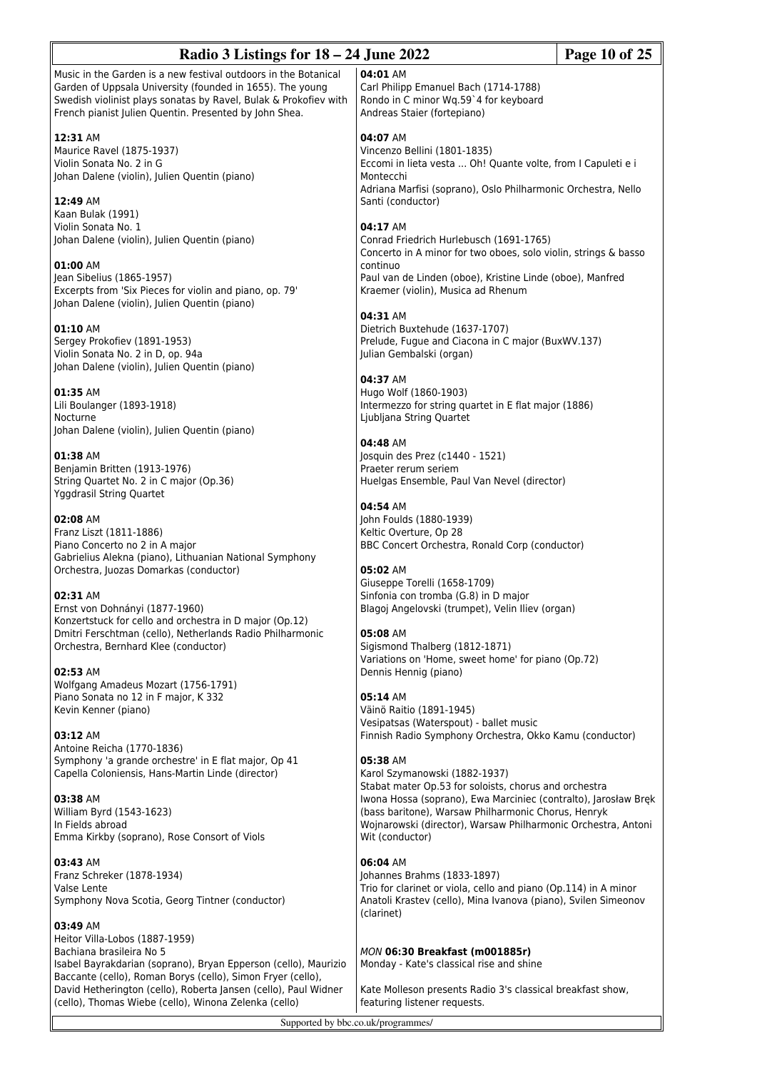Music in the Garden is a new festival outdoors in the Botanical Garden of Uppsala University (founded in 1655). The young Swedish violinist plays sonatas by Ravel, Bulak & Prokofiev with French pianist Julien Quentin. Presented by John Shea.

**12:31** AM
Maurice Ravel (1875-1937)
Violin Sonata No. 2 in G
Johan Dalene (violin), Julien Quentin (piano)

**12:49** AM
Kaan Bulak (1991)
Violin Sonata No. 1
Johan Dalene (violin), Julien Quentin (piano)

**01:00** AM
Jean Sibelius (1865-1957)
Excerpts from 'Six Pieces for violin and piano, op. 79'
Johan Dalene (violin), Julien Quentin (piano)

**01:10** AM
Sergey Prokofiev (1891-1953)
Violin Sonata No. 2 in D, op. 94a
Johan Dalene (violin), Julien Quentin (piano)

**01:35** AM
Lili Boulanger (1893-1918)
Nocturne
Johan Dalene (violin), Julien Quentin (piano)

**01:38** AM
Benjamin Britten (1913-1976)
String Quartet No. 2 in C major (Op.36)
Yggdrasil String Quartet

**02:08** AM
Franz Liszt (1811-1886)
Piano Concerto no 2 in A major
Gabrielius Alekna (piano), Lithuanian National Symphony Orchestra, Juozas Domarkas (conductor)

**02:31** AM
Ernst von Dohnányi (1877-1960)
Konzertstuck for cello and orchestra in D major (Op.12)
Dmitri Ferschtman (cello), Netherlands Radio Philharmonic Orchestra, Bernhard Klee (conductor)

**02:53** AM
Wolfgang Amadeus Mozart (1756-1791)
Piano Sonata no 12 in F major, K 332
Kevin Kenner (piano)

**03:12** AM
Antoine Reicha (1770-1836)
Symphony 'a grande orchestre' in E flat major, Op 41
Capella Coloniensis, Hans-Martin Linde (director)

**03:38** AM
William Byrd (1543-1623)
In Fields abroad
Emma Kirkby (soprano), Rose Consort of Viols

**03:43** AM
Franz Schreker (1878-1934)
Valse Lente
Symphony Nova Scotia, Georg Tintner (conductor)

**03:49** AM
Heitor Villa-Lobos (1887-1959)
Bachiana brasileira No 5
Isabel Bayrakdarian (soprano), Bryan Epperson (cello), Maurizio Baccante (cello), Roman Borys (cello), Simon Fryer (cello), David Hetherington (cello), Roberta Jansen (cello), Paul Widner (cello), Thomas Wiebe (cello), Winona Zelenka (cello)

**04:01** AM
Carl Philipp Emanuel Bach (1714-1788)
Rondo in C minor Wq.59`4 for keyboard
Andreas Staier (fortepiano)

**04:07** AM
Vincenzo Bellini (1801-1835)
Eccomi in lieta vesta ... Oh! Quante volte, from I Capuleti e i Montecchi
Adriana Marfisi (soprano), Oslo Philharmonic Orchestra, Nello Santi (conductor)

**04:17** AM
Conrad Friedrich Hurlebusch (1691-1765)
Concerto in A minor for two oboes, solo violin, strings & basso continuo
Paul van de Linden (oboe), Kristine Linde (oboe), Manfred Kraemer (violin), Musica ad Rhenum

**04:31** AM
Dietrich Buxtehude (1637-1707)
Prelude, Fugue and Ciacona in C major (BuxWV.137)
Julian Gembalski (organ)

**04:37** AM
Hugo Wolf (1860-1903)
Intermezzo for string quartet in E flat major (1886)
Ljubljana String Quartet

**04:48** AM
Josquin des Prez (c1440 - 1521)
Praeter rerum seriem
Huelgas Ensemble, Paul Van Nevel (director)

**04:54** AM
John Foulds (1880-1939)
Keltic Overture, Op 28
BBC Concert Orchestra, Ronald Corp (conductor)

**05:02** AM
Giuseppe Torelli (1658-1709)
Sinfonia con tromba (G.8) in D major
Blagoj Angelovski (trumpet), Velin Iliev (organ)

**05:08** AM
Sigismond Thalberg (1812-1871)
Variations on 'Home, sweet home' for piano (Op.72)
Dennis Hennig (piano)

**05:14** AM
Väinö Raitio (1891-1945)
Vesipatsas (Waterspout) - ballet music
Finnish Radio Symphony Orchestra, Okko Kamu (conductor)

**05:38** AM
Karol Szymanowski (1882-1937)
Stabat mater Op.53 for soloists, chorus and orchestra
Iwona Hossa (soprano), Ewa Marciniec (contralto), Jarosław Bręk (bass baritone), Warsaw Philharmonic Chorus, Henryk Wojnarowski (director), Warsaw Philharmonic Orchestra, Antoni Wit (conductor)

**06:04** AM
Johannes Brahms (1833-1897)
Trio for clarinet or viola, cello and piano (Op.114) in A minor
Anatoli Krastev (cello), Mina Ivanova (piano), Svilen Simeonov (clarinet)

*MON* **06:30 Breakfast (m001885r)**
Monday - Kate's classical rise and shine

Kate Molleson presents Radio 3's classical breakfast show, featuring listener requests.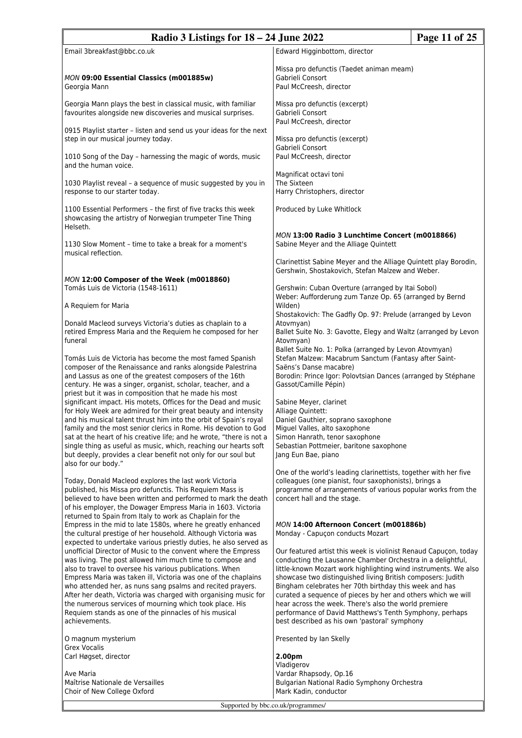Email 3breakfast@bbc.co.uk

*MON* **09:00 Essential Classics (m001885w)**
Georgia Mann

Georgia Mann plays the best in classical music, with familiar favourites alongside new discoveries and musical surprises.

0915 Playlist starter – listen and send us your ideas for the next step in our musical journey today.

1010 Song of the Day – harnessing the magic of words, music and the human voice.

1030 Playlist reveal – a sequence of music suggested by you in response to our starter today.

1100 Essential Performers – the first of five tracks this week showcasing the artistry of Norwegian trumpeter Tine Thing Helseth.

1130 Slow Moment – time to take a break for a moment's musical reflection.

*MON* **12:00 Composer of the Week (m0018860)**
Tomás Luis de Victoria (1548-1611)

A Requiem for Maria

Donald Macleod surveys Victoria's duties as chaplain to a retired Empress Maria and the Requiem he composed for her funeral

Tomás Luis de Victoria has become the most famed Spanish composer of the Renaissance and ranks alongside Palestrina and Lassus as one of the greatest composers of the 16th century. He was a singer, organist, scholar, teacher, and a priest but it was in composition that he made his most significant impact. His motets, Offices for the Dead and music for Holy Week are admired for their great beauty and intensity and his musical talent thrust him into the orbit of Spain's royal family and the most senior clerics in Rome. His devotion to God sat at the heart of his creative life; and he wrote, "there is not a single thing as useful as music, which, reaching our hearts soft but deeply, provides a clear benefit not only for our soul but also for our body."

Today, Donald Macleod explores the last work Victoria published, his Missa pro defunctis. This Requiem Mass is believed to have been written and performed to mark the death of his employer, the Dowager Empress Maria in 1603. Victoria returned to Spain from Italy to work as Chaplain for the Empress in the mid to late 1580s, where he greatly enhanced the cultural prestige of her household. Although Victoria was expected to undertake various priestly duties, he also served as unofficial Director of Music to the convent where the Empress was living. The post allowed him much time to compose and also to travel to oversee his various publications. When Empress Maria was taken ill, Victoria was one of the chaplains who attended her, as nuns sang psalms and recited prayers. After her death, Victoria was charged with organising music for the numerous services of mourning which took place. His Requiem stands as one of the pinnacles of his musical achievements.

O magnum mysterium
Grex Vocalis
Carl Høgset, director

Ave Maria
Maîtrise Nationale de Versailles
Choir of New College Oxford
Edward Higginbottom, director

Missa pro defunctis (Taedet animan meam)
Gabrieli Consort
Paul McCreesh, director

Missa pro defunctis (excerpt)
Gabrieli Consort
Paul McCreesh, director

Missa pro defunctis (excerpt)
Gabrieli Consort
Paul McCreesh, director

Magnificat octavi toni
The Sixteen
Harry Christophers, director

Produced by Luke Whitlock

*MON* **13:00 Radio 3 Lunchtime Concert (m0018866)**
Sabine Meyer and the Alliage Quintett

Clarinettist Sabine Meyer and the Alliage Quintett play Borodin, Gershwin, Shostakovich, Stefan Malzew and Weber.

Gershwin: Cuban Overture (arranged by Itai Sobol)
Weber: Aufforderung zum Tanze Op. 65 (arranged by Bernd Wilden)
Shostakovich: The Gadfly Op. 97: Prelude (arranged by Levon Atovmyan)
Ballet Suite No. 3: Gavotte, Elegy and Waltz (arranged by Levon Atovmyan)
Ballet Suite No. 1: Polka (arranged by Levon Atovmyan)
Stefan Malzew: Macabrum Sanctum (Fantasy after Saint-Saëns's Danse macabre)
Borodin: Prince Igor: Polovtsian Dances (arranged by Stéphane Gassot/Camille Pépin)

Sabine Meyer, clarinet
Alliage Quintett:
Daniel Gauthier, soprano saxophone
Miguel Valles, alto saxophone
Simon Hanrath, tenor saxophone
Sebastian Pottmeier, baritone saxophone
Jang Eun Bae, piano

One of the world's leading clarinettists, together with her five colleagues (one pianist, four saxophonists), brings a programme of arrangements of various popular works from the concert hall and the stage.

*MON* **14:00 Afternoon Concert (m001886b)**
Monday - Capuçon conducts Mozart

Our featured artist this week is violinist Renaud Capuçon, today conducting the Lausanne Chamber Orchestra in a delightful, little-known Mozart work highlighting wind instruments. We also showcase two distinguished living British composers: Judith Bingham celebrates her 70th birthday this week and has curated a sequence of pieces by her and others which we will hear across the week. There's also the world premiere performance of David Matthews's Tenth Symphony, perhaps best described as his own 'pastoral' symphony

Presented by Ian Skelly

**2.00pm**
Vladigerov
Vardar Rhapsody, Op.16
Bulgarian National Radio Symphony Orchestra
Mark Kadin, conductor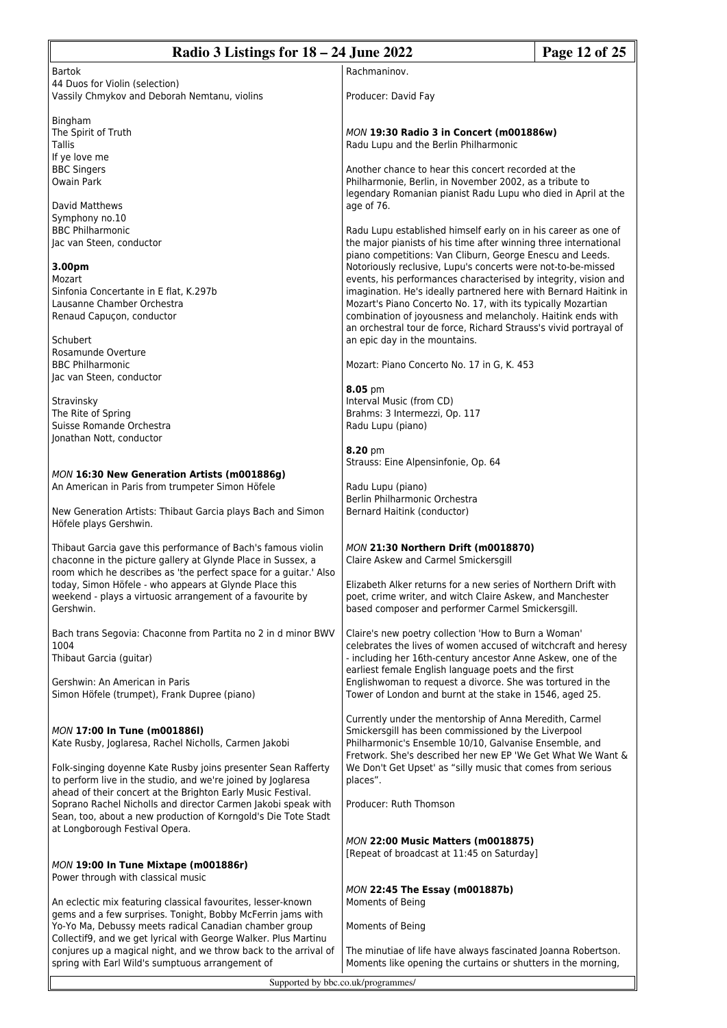Bartok
44 Duos for Violin (selection)
Vassily Chmykov and Deborah Nemtanu, violins

Bingham
The Spirit of Truth
Tallis
If ye love me
BBC Singers
Owain Park

David Matthews
Symphony no.10
BBC Philharmonic
Jac van Steen, conductor

**3.00pm**
Mozart
Sinfonia Concertante in E flat, K.297b
Lausanne Chamber Orchestra
Renaud Capuçon, conductor

Schubert
Rosamunde Overture
BBC Philharmonic
Jac van Steen, conductor

Stravinsky
The Rite of Spring
Suisse Romande Orchestra
Jonathan Nott, conductor

### *MON* **16:30 New Generation Artists (m001886g)**
An American in Paris from trumpeter Simon Höfele

New Generation Artists: Thibaut Garcia plays Bach and Simon Höfele plays Gershwin.

Thibaut Garcia gave this performance of Bach's famous violin chaconne in the picture gallery at Glynde Place in Sussex, a room which he describes as 'the perfect space for a guitar.' Also today, Simon Höfele - who appears at Glynde Place this weekend - plays a virtuosic arrangement of a favourite by Gershwin.

Bach trans Segovia: Chaconne from Partita no 2 in d minor BWV 1004
Thibaut Garcia (guitar)

Gershwin: An American in Paris
Simon Höfele (trumpet), Frank Dupree (piano)

### *MON* **17:00 In Tune (m001886l)**
Kate Rusby, Joglaresa, Rachel Nicholls, Carmen Jakobi

Folk-singing doyenne Kate Rusby joins presenter Sean Rafferty to perform live in the studio, and we're joined by Joglaresa ahead of their concert at the Brighton Early Music Festival. Soprano Rachel Nicholls and director Carmen Jakobi speak with Sean, too, about a new production of Korngold's Die Tote Stadt at Longborough Festival Opera.

### *MON* **19:00 In Tune Mixtape (m001886r)**
Power through with classical music

An eclectic mix featuring classical favourites, lesser-known gems and a few surprises. Tonight, Bobby McFerrin jams with Yo-Yo Ma, Debussy meets radical Canadian chamber group Collectif9, and we get lyrical with George Walker. Plus Martinu conjures up a magical night, and we throw back to the arrival of spring with Earl Wild's sumptuous arrangement of Rachmaninov.

Producer: David Fay

### *MON* **19:30 Radio 3 in Concert (m001886w)**
Radu Lupu and the Berlin Philharmonic

Another chance to hear this concert recorded at the Philharmonie, Berlin, in November 2002, as a tribute to legendary Romanian pianist Radu Lupu who died in April at the age of 76.

Radu Lupu established himself early on in his career as one of the major pianists of his time after winning three international piano competitions: Van Cliburn, George Enescu and Leeds. Notoriously reclusive, Lupu's concerts were not-to-be-missed events, his performances characterised by integrity, vision and imagination. He's ideally partnered here with Bernard Haitink in Mozart's Piano Concerto No. 17, with its typically Mozartian combination of joyousness and melancholy. Haitink ends with an orchestral tour de force, Richard Strauss's vivid portrayal of an epic day in the mountains.

Mozart: Piano Concerto No. 17 in G, K. 453

**8.05** pm
Interval Music (from CD)
Brahms: 3 Intermezzi, Op. 117
Radu Lupu (piano)

**8.20** pm
Strauss: Eine Alpensinfonie, Op. 64

Radu Lupu (piano)
Berlin Philharmonic Orchestra
Bernard Haitink (conductor)

### *MON* **21:30 Northern Drift (m0018870)**
Claire Askew and Carmel Smickersgill

Elizabeth Alker returns for a new series of Northern Drift with poet, crime writer, and witch Claire Askew, and Manchester based composer and performer Carmel Smickersgill.

Claire's new poetry collection 'How to Burn a Woman' celebrates the lives of women accused of witchcraft and heresy - including her 16th-century ancestor Anne Askew, one of the earliest female English language poets and the first Englishwoman to request a divorce. She was tortured in the Tower of London and burnt at the stake in 1546, aged 25.

Currently under the mentorship of Anna Meredith, Carmel Smickersgill has been commissioned by the Liverpool Philharmonic's Ensemble 10/10, Galvanise Ensemble, and Fretwork. She's described her new EP 'We Get What We Want & We Don't Get Upset' as "silly music that comes from serious places".

Producer: Ruth Thomson

### *MON* **22:00 Music Matters (m0018875)**
[Repeat of broadcast at 11:45 on Saturday]

### *MON* **22:45 The Essay (m001887b)**
Moments of Being

Moments of Being

The minutiae of life have always fascinated Joanna Robertson. Moments like opening the curtains or shutters in the morning,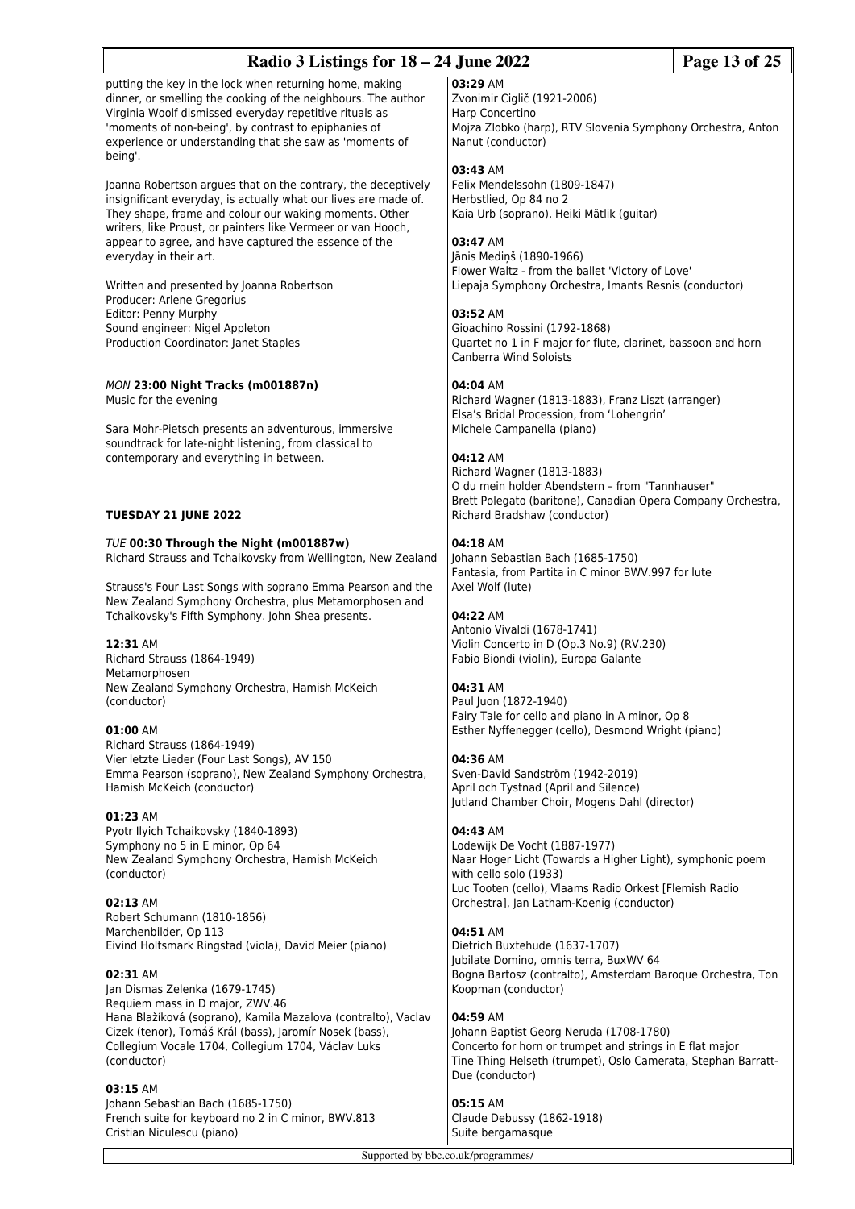putting the key in the lock when returning home, making dinner, or smelling the cooking of the neighbours. The author Virginia Woolf dismissed everyday repetitive rituals as 'moments of non-being', by contrast to epiphanies of experience or understanding that she saw as 'moments of being'.

Joanna Robertson argues that on the contrary, the deceptively insignificant everyday, is actually what our lives are made of. They shape, frame and colour our waking moments. Other writers, like Proust, or painters like Vermeer or van Hooch, appear to agree, and have captured the essence of the everyday in their art.

Written and presented by Joanna Robertson
Producer: Arlene Gregorius
Editor: Penny Murphy
Sound engineer: Nigel Appleton
Production Coordinator: Janet Staples

*MON* **23:00 Night Tracks (m001887n)**
Music for the evening

Sara Mohr-Pietsch presents an adventurous, immersive soundtrack for late-night listening, from classical to contemporary and everything in between.

## TUESDAY 21 JUNE 2022

*TUE* **00:30 Through the Night (m001887w)**
Richard Strauss and Tchaikovsky from Wellington, New Zealand

Strauss's Four Last Songs with soprano Emma Pearson and the New Zealand Symphony Orchestra, plus Metamorphosen and Tchaikovsky's Fifth Symphony. John Shea presents.

**12:31** AM
Richard Strauss (1864-1949)
Metamorphosen
New Zealand Symphony Orchestra, Hamish McKeich (conductor)

**01:00** AM
Richard Strauss (1864-1949)
Vier letzte Lieder (Four Last Songs), AV 150
Emma Pearson (soprano), New Zealand Symphony Orchestra, Hamish McKeich (conductor)

**01:23** AM
Pyotr Ilyich Tchaikovsky (1840-1893)
Symphony no 5 in E minor, Op 64
New Zealand Symphony Orchestra, Hamish McKeich (conductor)

**02:13** AM
Robert Schumann (1810-1856)
Marchenbilder, Op 113
Eivind Holtsmark Ringstad (viola), David Meier (piano)

**02:31** AM
Jan Dismas Zelenka (1679-1745)
Requiem mass in D major, ZWV.46
Hana Blažíková (soprano), Kamila Mazalova (contralto), Vaclav Cizek (tenor), Tomáš Král (bass), Jaromír Nosek (bass), Collegium Vocale 1704, Collegium 1704, Václav Luks (conductor)

**03:15** AM
Johann Sebastian Bach (1685-1750)
French suite for keyboard no 2 in C minor, BWV.813
Cristian Niculescu (piano)

**03:29** AM
Zvonimir Ciglič (1921-2006)
Harp Concertino
Mojza Zlobko (harp), RTV Slovenia Symphony Orchestra, Anton Nanut (conductor)

**03:43** AM
Felix Mendelssohn (1809-1847)
Herbstlied, Op 84 no 2
Kaia Urb (soprano), Heiki Mätlik (guitar)

**03:47** AM
Jānis Mediņš (1890-1966)
Flower Waltz - from the ballet 'Victory of Love'
Liepaja Symphony Orchestra, Imants Resnis (conductor)

**03:52** AM
Gioachino Rossini (1792-1868)
Quartet no 1 in F major for flute, clarinet, bassoon and horn
Canberra Wind Soloists

**04:04** AM
Richard Wagner (1813-1883), Franz Liszt (arranger)
Elsa's Bridal Procession, from 'Lohengrin'
Michele Campanella (piano)

**04:12** AM
Richard Wagner (1813-1883)
O du mein holder Abendstern – from "Tannhauser"
Brett Polegato (baritone), Canadian Opera Company Orchestra, Richard Bradshaw (conductor)

**04:18** AM
Johann Sebastian Bach (1685-1750)
Fantasia, from Partita in C minor BWV.997 for lute
Axel Wolf (lute)

**04:22** AM
Antonio Vivaldi (1678-1741)
Violin Concerto in D (Op.3 No.9) (RV.230)
Fabio Biondi (violin), Europa Galante

**04:31** AM
Paul Juon (1872-1940)
Fairy Tale for cello and piano in A minor, Op 8
Esther Nyffenegger (cello), Desmond Wright (piano)

**04:36** AM
Sven-David Sandström (1942-2019)
April och Tystnad (April and Silence)
Jutland Chamber Choir, Mogens Dahl (director)

**04:43** AM
Lodewijk De Vocht (1887-1977)
Naar Hoger Licht (Towards a Higher Light), symphonic poem with cello solo (1933)
Luc Tooten (cello), Vlaams Radio Orkest [Flemish Radio Orchestra], Jan Latham-Koenig (conductor)

**04:51** AM
Dietrich Buxtehude (1637-1707)
Jubilate Domino, omnis terra, BuxWV 64
Bogna Bartosz (contralto), Amsterdam Baroque Orchestra, Ton Koopman (conductor)

**04:59** AM
Johann Baptist Georg Neruda (1708-1780)
Concerto for horn or trumpet and strings in E flat major
Tine Thing Helseth (trumpet), Oslo Camerata, Stephan Barratt-Due (conductor)

**05:15** AM
Claude Debussy (1862-1918)
Suite bergamasque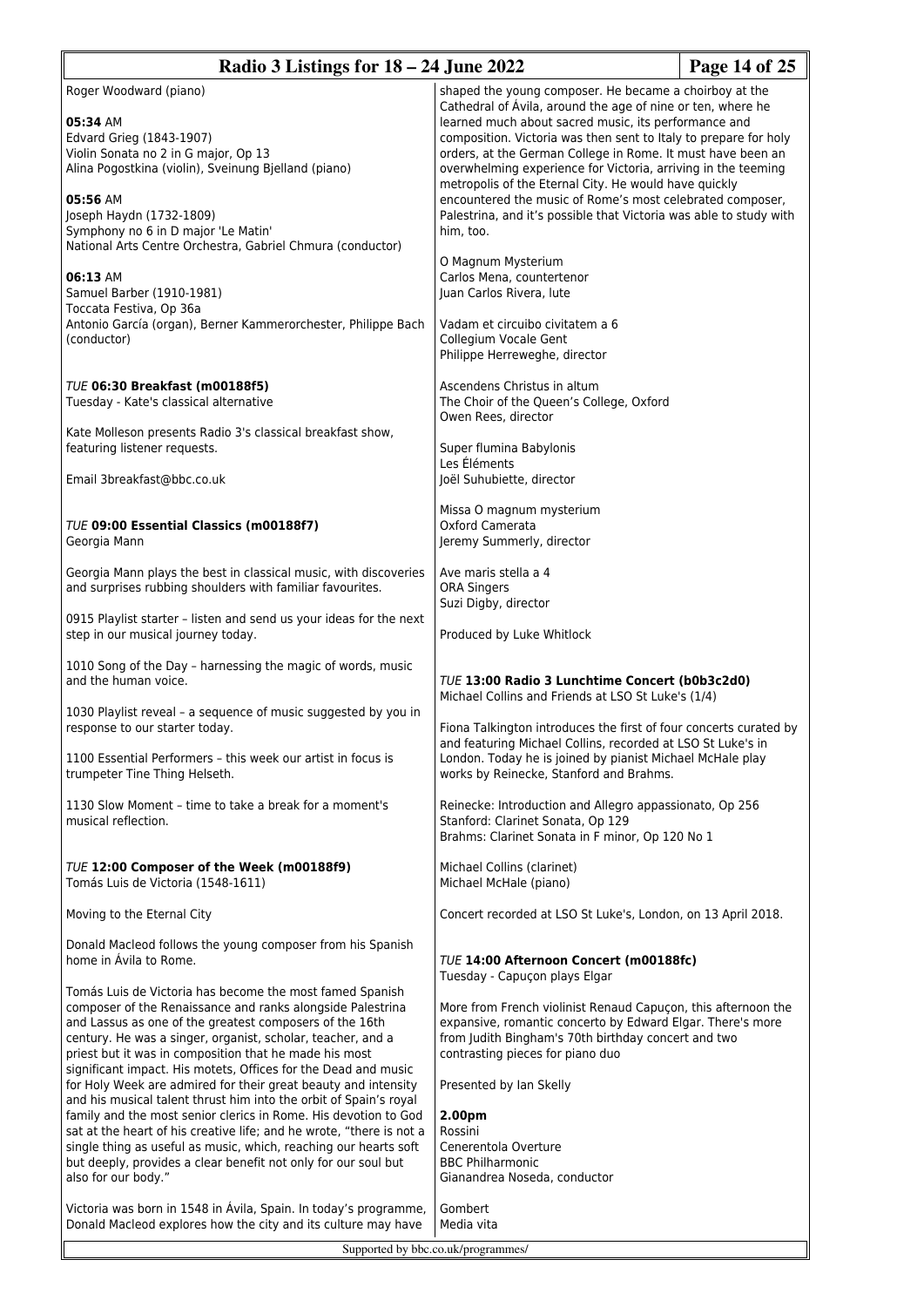Roger Woodward (piano)

**05:34** AM
Edvard Grieg (1843-1907)
Violin Sonata no 2 in G major, Op 13
Alina Pogostkina (violin), Sveinung Bjelland (piano)

**05:56** AM
Joseph Haydn (1732-1809)
Symphony no 6 in D major 'Le Matin'
National Arts Centre Orchestra, Gabriel Chmura (conductor)

**06:13** AM
Samuel Barber (1910-1981)
Toccata Festiva, Op 36a
Antonio García (organ), Berner Kammerorchester, Philippe Bach (conductor)

### *TUE* **06:30 Breakfast (m00188f5)**
Tuesday - Kate's classical alternative

Kate Molleson presents Radio 3's classical breakfast show, featuring listener requests.

Email 3breakfast@bbc.co.uk

### *TUE* **09:00 Essential Classics (m00188f7)**
Georgia Mann

Georgia Mann plays the best in classical music, with discoveries and surprises rubbing shoulders with familiar favourites.

0915 Playlist starter – listen and send us your ideas for the next step in our musical journey today.

1010 Song of the Day – harnessing the magic of words, music and the human voice.

1030 Playlist reveal – a sequence of music suggested by you in response to our starter today.

1100 Essential Performers – this week our artist in focus is trumpeter Tine Thing Helseth.

1130 Slow Moment – time to take a break for a moment's musical reflection.

### *TUE* **12:00 Composer of the Week (m00188f9)**
Tomás Luis de Victoria (1548-1611)

Moving to the Eternal City

Donald Macleod follows the young composer from his Spanish home in Ávila to Rome.

Tomás Luis de Victoria has become the most famed Spanish composer of the Renaissance and ranks alongside Palestrina and Lassus as one of the greatest composers of the 16th century. He was a singer, organist, scholar, teacher, and a priest but it was in composition that he made his most significant impact. His motets, Offices for the Dead and music for Holy Week are admired for their great beauty and intensity and his musical talent thrust him into the orbit of Spain's royal family and the most senior clerics in Rome. His devotion to God sat at the heart of his creative life; and he wrote, "there is not a single thing as useful as music, which, reaching our hearts soft but deeply, provides a clear benefit not only for our soul but also for our body."

Victoria was born in 1548 in Ávila, Spain. In today's programme, Donald Macleod explores how the city and its culture may have shaped the young composer. He became a choirboy at the Cathedral of Ávila, around the age of nine or ten, where he learned much about sacred music, its performance and composition. Victoria was then sent to Italy to prepare for holy orders, at the German College in Rome. It must have been an overwhelming experience for Victoria, arriving in the teeming metropolis of the Eternal City. He would have quickly encountered the music of Rome's most celebrated composer, Palestrina, and it's possible that Victoria was able to study with him, too.

O Magnum Mysterium
Carlos Mena, countertenor
Juan Carlos Rivera, lute

Vadam et circuibo civitatem a 6
Collegium Vocale Gent
Philippe Herreweghe, director

Ascendens Christus in altum
The Choir of the Queen's College, Oxford
Owen Rees, director

Super flumina Babylonis
Les Éléments
Joël Suhubiette, director

Missa O magnum mysterium
Oxford Camerata
Jeremy Summerly, director

Ave maris stella a 4
ORA Singers
Suzi Digby, director

Produced by Luke Whitlock

### *TUE* **13:00 Radio 3 Lunchtime Concert (b0b3c2d0)**
Michael Collins and Friends at LSO St Luke's (1/4)

Fiona Talkington introduces the first of four concerts curated by and featuring Michael Collins, recorded at LSO St Luke's in London. Today he is joined by pianist Michael McHale play works by Reinecke, Stanford and Brahms.

Reinecke: Introduction and Allegro appassionato, Op 256
Stanford: Clarinet Sonata, Op 129
Brahms: Clarinet Sonata in F minor, Op 120 No 1

Michael Collins (clarinet)
Michael McHale (piano)

Concert recorded at LSO St Luke's, London, on 13 April 2018.

### *TUE* **14:00 Afternoon Concert (m00188fc)**
Tuesday - Capuçon plays Elgar

More from French violinist Renaud Capuçon, this afternoon the expansive, romantic concerto by Edward Elgar. There's more from Judith Bingham's 70th birthday concert and two contrasting pieces for piano duo

Presented by Ian Skelly

**2.00pm**
Rossini
Cenerentola Overture
BBC Philharmonic
Gianandrea Noseda, conductor

Gombert
Media vita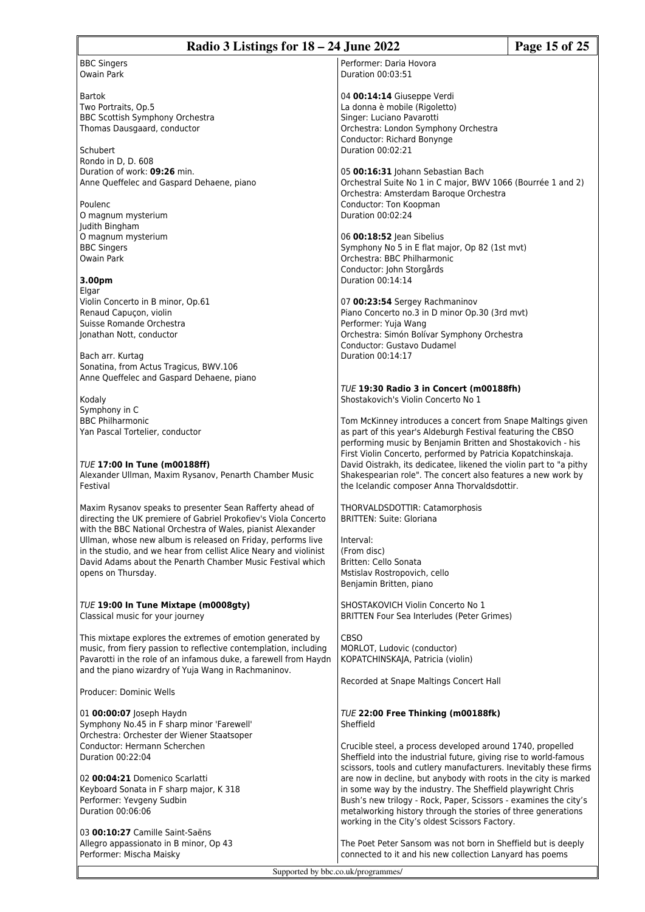BBC Singers
Owain Park

Bartok
Two Portraits, Op.5
BBC Scottish Symphony Orchestra
Thomas Dausgaard, conductor

Schubert
Rondo in D, D. 608
Duration of work: **09:26** min.
Anne Queffelec and Gaspard Dehaene, piano

Poulenc
O magnum mysterium
Judith Bingham
O magnum mysterium
BBC Singers
Owain Park

**3.00pm**
Elgar
Violin Concerto in B minor, Op.61
Renaud Capuçon, violin
Suisse Romande Orchestra
Jonathan Nott, conductor

Bach arr. Kurtag
Sonatina, from Actus Tragicus, BWV.106
Anne Queffelec and Gaspard Dehaene, piano

Kodaly
Symphony in C
BBC Philharmonic
Yan Pascal Tortelier, conductor

### *TUE* **17:00 In Tune (m00188ff)**
Alexander Ullman, Maxim Rysanov, Penarth Chamber Music Festival

Maxim Rysanov speaks to presenter Sean Rafferty ahead of directing the UK premiere of Gabriel Prokofiev's Viola Concerto with the BBC National Orchestra of Wales, pianist Alexander Ullman, whose new album is released on Friday, performs live in the studio, and we hear from cellist Alice Neary and violinist David Adams about the Penarth Chamber Music Festival which opens on Thursday.

### *TUE* **19:00 In Tune Mixtape (m0008gty)**
Classical music for your journey

This mixtape explores the extremes of emotion generated by music, from fiery passion to reflective contemplation, including Pavarotti in the role of an infamous duke, a farewell from Haydn and the piano wizardry of Yuja Wang in Rachmaninov.

Producer: Dominic Wells

01 **00:00:07** Joseph Haydn
Symphony No.45 in F sharp minor 'Farewell'
Orchestra: Orchester der Wiener Staatsoper
Conductor: Hermann Scherchen
Duration 00:22:04

02 **00:04:21** Domenico Scarlatti
Keyboard Sonata in F sharp major, K 318
Performer: Yevgeny Sudbin
Duration 00:06:06

03 **00:10:27** Camille Saint-Saëns
Allegro appassionato in B minor, Op 43
Performer: Mischa Maisky
Performer: Daria Hovora
Duration 00:03:51

04 **00:14:14** Giuseppe Verdi
La donna è mobile (Rigoletto)
Singer: Luciano Pavarotti
Orchestra: London Symphony Orchestra
Conductor: Richard Bonynge
Duration 00:02:21

05 **00:16:31** Johann Sebastian Bach
Orchestral Suite No 1 in C major, BWV 1066 (Bourrée 1 and 2)
Orchestra: Amsterdam Baroque Orchestra
Conductor: Ton Koopman
Duration 00:02:24

06 **00:18:52** Jean Sibelius
Symphony No 5 in E flat major, Op 82 (1st mvt)
Orchestra: BBC Philharmonic
Conductor: John Storgårds
Duration 00:14:14

07 **00:23:54** Sergey Rachmaninov
Piano Concerto no.3 in D minor Op.30 (3rd mvt)
Performer: Yuja Wang
Orchestra: Simón Bolívar Symphony Orchestra
Conductor: Gustavo Dudamel
Duration 00:14:17

### *TUE* **19:30 Radio 3 in Concert (m00188fh)**
Shostakovich's Violin Concerto No 1

Tom McKinney introduces a concert from Snape Maltings given as part of this year's Aldeburgh Festival featuring the CBSO performing music by Benjamin Britten and Shostakovich - his First Violin Concerto, performed by Patricia Kopatchinskaja. David Oistrakh, its dedicatee, likened the violin part to "a pithy Shakespearian role". The concert also features a new work by the Icelandic composer Anna Thorvaldsdottir.

THORVALDSDOTTIR: Catamorphosis
BRITTEN: Suite: Gloriana

Interval:
(From disc)
Britten: Cello Sonata
Mstislav Rostropovich, cello
Benjamin Britten, piano

SHOSTAKOVICH Violin Concerto No 1
BRITTEN Four Sea Interludes (Peter Grimes)

CBSO
MORLOT, Ludovic (conductor)
KOPATCHINSKAJA, Patricia (violin)

Recorded at Snape Maltings Concert Hall

### *TUE* **22:00 Free Thinking (m00188fk)**
Sheffield

Crucible steel, a process developed around 1740, propelled Sheffield into the industrial future, giving rise to world-famous scissors, tools and cutlery manufacturers. Inevitably these firms are now in decline, but anybody with roots in the city is marked in some way by the industry. The Sheffield playwright Chris Bush's new trilogy - Rock, Paper, Scissors - examines the city's metalworking history through the stories of three generations working in the City's oldest Scissors Factory.

The Poet Peter Sansom was not born in Sheffield but is deeply connected to it and his new collection Lanyard has poems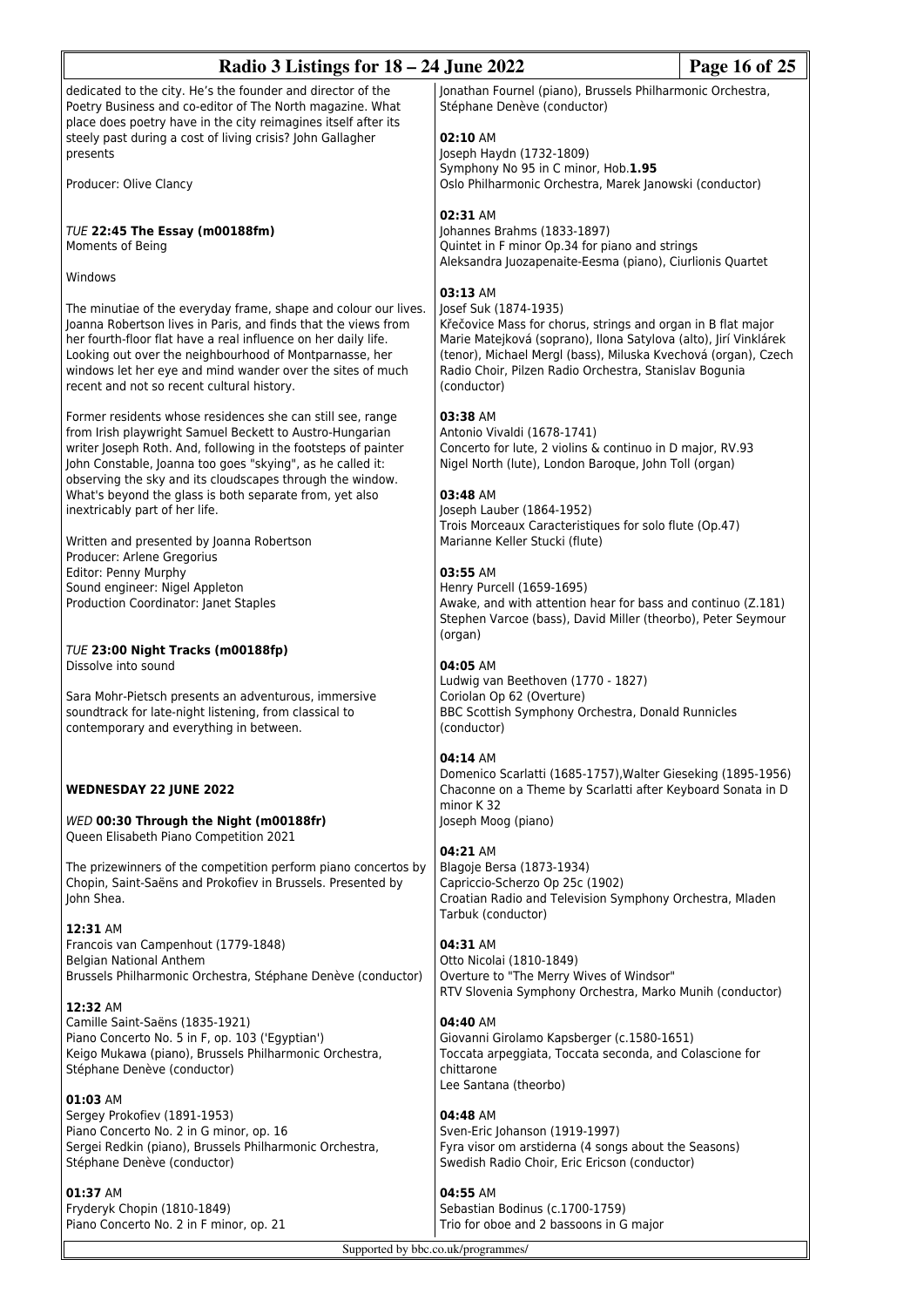dedicated to the city. He's the founder and director of the Poetry Business and co-editor of The North magazine. What place does poetry have in the city reimagines itself after its steely past during a cost of living crisis? John Gallagher presents

Producer: Olive Clancy

*TUE* **22:45 The Essay (m00188fm)**
Moments of Being

Windows

The minutiae of the everyday frame, shape and colour our lives. Joanna Robertson lives in Paris, and finds that the views from her fourth-floor flat have a real influence on her daily life. Looking out over the neighbourhood of Montparnasse, her windows let her eye and mind wander over the sites of much recent and not so recent cultural history.

Former residents whose residences she can still see, range from Irish playwright Samuel Beckett to Austro-Hungarian writer Joseph Roth. And, following in the footsteps of painter John Constable, Joanna too goes "skying", as he called it: observing the sky and its cloudscapes through the window. What's beyond the glass is both separate from, yet also inextricably part of her life.

Written and presented by Joanna Robertson
Producer: Arlene Gregorius
Editor: Penny Murphy
Sound engineer: Nigel Appleton
Production Coordinator: Janet Staples

*TUE* **23:00 Night Tracks (m00188fp)**
Dissolve into sound

Sara Mohr-Pietsch presents an adventurous, immersive soundtrack for late-night listening, from classical to contemporary and everything in between.

**WEDNESDAY 22 JUNE 2022**

*WED* **00:30 Through the Night (m00188fr)**
Queen Elisabeth Piano Competition 2021

The prizewinners of the competition perform piano concertos by Chopin, Saint-Saëns and Prokofiev in Brussels. Presented by John Shea.

**12:31** AM
Francois van Campenhout (1779-1848)
Belgian National Anthem
Brussels Philharmonic Orchestra, Stéphane Denève (conductor)

**12:32** AM
Camille Saint-Saëns (1835-1921)
Piano Concerto No. 5 in F, op. 103 ('Egyptian')
Keigo Mukawa (piano), Brussels Philharmonic Orchestra, Stéphane Denève (conductor)

**01:03** AM
Sergey Prokofiev (1891-1953)
Piano Concerto No. 2 in G minor, op. 16
Sergei Redkin (piano), Brussels Philharmonic Orchestra, Stéphane Denève (conductor)

**01:37** AM
Fryderyk Chopin (1810-1849)
Piano Concerto No. 2 in F minor, op. 21
Jonathan Fournel (piano), Brussels Philharmonic Orchestra, Stéphane Denève (conductor)

**02:10** AM
Joseph Haydn (1732-1809)
Symphony No 95 in C minor, Hob.**1.95**
Oslo Philharmonic Orchestra, Marek Janowski (conductor)

**02:31** AM
Johannes Brahms (1833-1897)
Quintet in F minor Op.34 for piano and strings
Aleksandra Juozapenaite-Eesma (piano), Ciurlionis Quartet

**03:13** AM
Josef Suk (1874-1935)
Křečovice Mass for chorus, strings and organ in B flat major
Marie Matejková (soprano), Ilona Satylova (alto), Jirí Vinklárek (tenor), Michael Mergl (bass), Miluska Kvechová (organ), Czech Radio Choir, Pilzen Radio Orchestra, Stanislav Bogunia (conductor)

**03:38** AM
Antonio Vivaldi (1678-1741)
Concerto for lute, 2 violins & continuo in D major, RV.93
Nigel North (lute), London Baroque, John Toll (organ)

**03:48** AM
Joseph Lauber (1864-1952)
Trois Morceaux Caracteristiques for solo flute (Op.47)
Marianne Keller Stucki (flute)

**03:55** AM
Henry Purcell (1659-1695)
Awake, and with attention hear for bass and continuo (Z.181)
Stephen Varcoe (bass), David Miller (theorbo), Peter Seymour (organ)

**04:05** AM
Ludwig van Beethoven (1770 - 1827)
Coriolan Op 62 (Overture)
BBC Scottish Symphony Orchestra, Donald Runnicles (conductor)

**04:14** AM
Domenico Scarlatti (1685-1757),Walter Gieseking (1895-1956)
Chaconne on a Theme by Scarlatti after Keyboard Sonata in D minor K 32
Joseph Moog (piano)

**04:21** AM
Blagoje Bersa (1873-1934)
Capriccio-Scherzo Op 25c (1902)
Croatian Radio and Television Symphony Orchestra, Mladen Tarbuk (conductor)

**04:31** AM
Otto Nicolai (1810-1849)
Overture to "The Merry Wives of Windsor"
RTV Slovenia Symphony Orchestra, Marko Munih (conductor)

**04:40** AM
Giovanni Girolamo Kapsberger (c.1580-1651)
Toccata arpeggiata, Toccata seconda, and Colascione for chittarone
Lee Santana (theorbo)

**04:48** AM
Sven-Eric Johanson (1919-1997)
Fyra visor om arstiderna (4 songs about the Seasons)
Swedish Radio Choir, Eric Ericson (conductor)

**04:55** AM
Sebastian Bodinus (c.1700-1759)
Trio for oboe and 2 bassoons in G major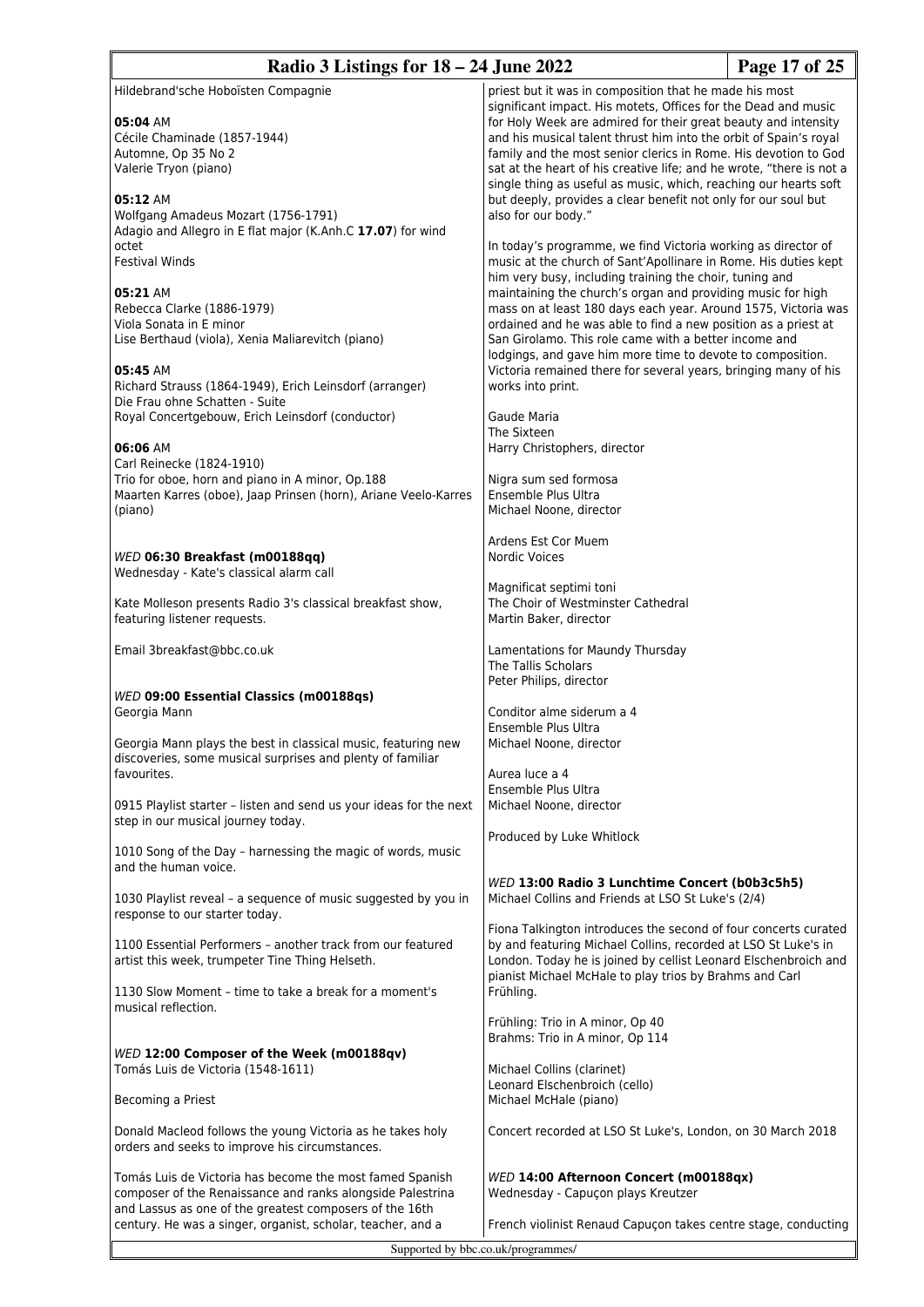Hildebrand'sche Hoboïsten Compagnie

**05:04** AM
Cécile Chaminade (1857-1944)
Automne, Op 35 No 2
Valerie Tryon (piano)

**05:12** AM
Wolfgang Amadeus Mozart (1756-1791)
Adagio and Allegro in E flat major (K.Anh.C **17.07**) for wind octet
Festival Winds

**05:21** AM
Rebecca Clarke (1886-1979)
Viola Sonata in E minor
Lise Berthaud (viola), Xenia Maliarevitch (piano)

**05:45** AM
Richard Strauss (1864-1949), Erich Leinsdorf (arranger)
Die Frau ohne Schatten - Suite
Royal Concertgebouw, Erich Leinsdorf (conductor)

**06:06** AM
Carl Reinecke (1824-1910)
Trio for oboe, horn and piano in A minor, Op.188
Maarten Karres (oboe), Jaap Prinsen (horn), Ariane Veelo-Karres (piano)

### *WED* 06:30 Breakfast (m00188qq)

Wednesday - Kate's classical alarm call

Kate Molleson presents Radio 3's classical breakfast show, featuring listener requests.

Email 3breakfast@bbc.co.uk

### *WED* 09:00 Essential Classics (m00188qs)

Georgia Mann

Georgia Mann plays the best in classical music, featuring new discoveries, some musical surprises and plenty of familiar favourites.

0915 Playlist starter – listen and send us your ideas for the next step in our musical journey today.

1010 Song of the Day – harnessing the magic of words, music and the human voice.

1030 Playlist reveal – a sequence of music suggested by you in response to our starter today.

1100 Essential Performers – another track from our featured artist this week, trumpeter Tine Thing Helseth.

1130 Slow Moment – time to take a break for a moment's musical reflection.

### *WED* 12:00 Composer of the Week (m00188qv)

Tomás Luis de Victoria (1548-1611)

Becoming a Priest

Donald Macleod follows the young Victoria as he takes holy orders and seeks to improve his circumstances.

Tomás Luis de Victoria has become the most famed Spanish composer of the Renaissance and ranks alongside Palestrina and Lassus as one of the greatest composers of the 16th century. He was a singer, organist, scholar, teacher, and a priest but it was in composition that he made his most significant impact. His motets, Offices for the Dead and music for Holy Week are admired for their great beauty and intensity and his musical talent thrust him into the orbit of Spain's royal family and the most senior clerics in Rome. His devotion to God sat at the heart of his creative life; and he wrote, "there is not a single thing as useful as music, which, reaching our hearts soft but deeply, provides a clear benefit not only for our soul but also for our body."

In today's programme, we find Victoria working as director of music at the church of Sant'Apollinare in Rome. His duties kept him very busy, including training the choir, tuning and maintaining the church's organ and providing music for high mass on at least 180 days each year. Around 1575, Victoria was ordained and he was able to find a new position as a priest at San Girolamo. This role came with a better income and lodgings, and gave him more time to devote to composition. Victoria remained there for several years, bringing many of his works into print.

Gaude Maria
The Sixteen
Harry Christophers, director

Nigra sum sed formosa
Ensemble Plus Ultra
Michael Noone, director

Ardens Est Cor Muem
Nordic Voices

Magnificat septimi toni
The Choir of Westminster Cathedral
Martin Baker, director

Lamentations for Maundy Thursday
The Tallis Scholars
Peter Philips, director

Conditor alme siderum a 4
Ensemble Plus Ultra
Michael Noone, director

Aurea luce a 4
Ensemble Plus Ultra
Michael Noone, director

Produced by Luke Whitlock

### *WED* 13:00 Radio 3 Lunchtime Concert (b0b3c5h5)

Michael Collins and Friends at LSO St Luke's (2/4)

Fiona Talkington introduces the second of four concerts curated by and featuring Michael Collins, recorded at LSO St Luke's in London. Today he is joined by cellist Leonard Elschenbroich and pianist Michael McHale to play trios by Brahms and Carl Frühling.

Frühling: Trio in A minor, Op 40
Brahms: Trio in A minor, Op 114

Michael Collins (clarinet)
Leonard Elschenbroich (cello)
Michael McHale (piano)

Concert recorded at LSO St Luke's, London, on 30 March 2018

### *WED* 14:00 Afternoon Concert (m00188qx)

Wednesday - Capuçon plays Kreutzer

French violinist Renaud Capuçon takes centre stage, conducting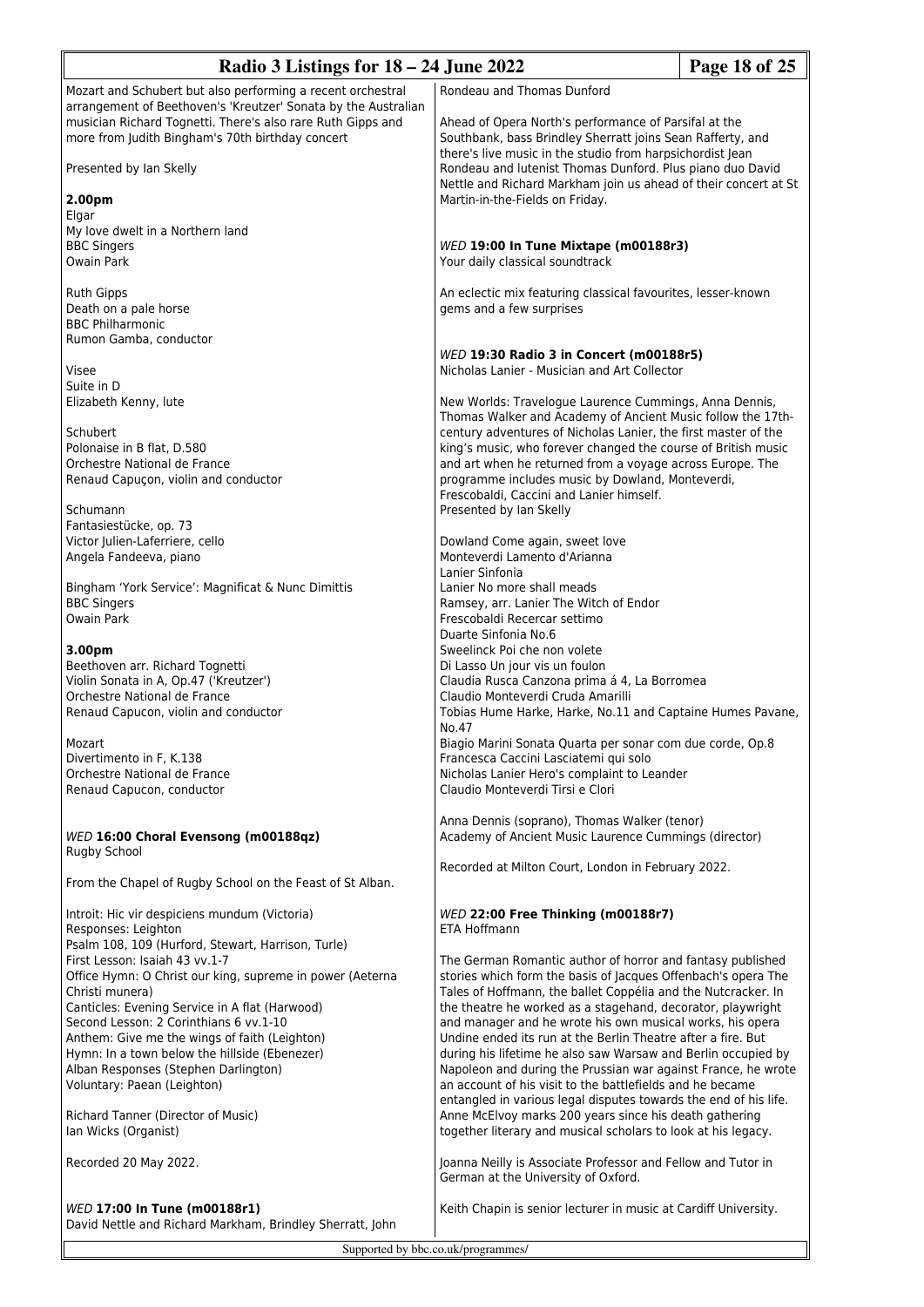Mozart and Schubert but also performing a recent orchestral arrangement of Beethoven's 'Kreutzer' Sonata by the Australian musician Richard Tognetti. There's also rare Ruth Gipps and more from Judith Bingham's 70th birthday concert

Presented by Ian Skelly

**2.00pm**
Elgar
My love dwelt in a Northern land
BBC Singers
Owain Park

Ruth Gipps
Death on a pale horse
BBC Philharmonic
Rumon Gamba, conductor

Visee
Suite in D
Elizabeth Kenny, lute

Schubert
Polonaise in B flat, D.580
Orchestre National de France
Renaud Capuçon, violin and conductor

Schumann
Fantasiestücke, op. 73
Victor Julien-Laferriere, cello
Angela Fandeeva, piano

Bingham 'York Service': Magnificat & Nunc Dimittis
BBC Singers
Owain Park

**3.00pm**
Beethoven arr. Richard Tognetti
Violin Sonata in A, Op.47 ('Kreutzer')
Orchestre National de France
Renaud Capucon, violin and conductor

Mozart
Divertimento in F, K.138
Orchestre National de France
Renaud Capucon, conductor

### *WED* 16:00 Choral Evensong (m00188qz)

Rugby School

From the Chapel of Rugby School on the Feast of St Alban.

Introit: Hic vir despiciens mundum (Victoria)
Responses: Leighton
Psalm 108, 109 (Hurford, Stewart, Harrison, Turle)
First Lesson: Isaiah 43 vv.1-7
Office Hymn: O Christ our king, supreme in power (Aeterna Christi munera)
Canticles: Evening Service in A flat (Harwood)
Second Lesson: 2 Corinthians 6 vv.1-10
Anthem: Give me the wings of faith (Leighton)
Hymn: In a town below the hillside (Ebenezer)
Alban Responses (Stephen Darlington)
Voluntary: Paean (Leighton)

Richard Tanner (Director of Music)
Ian Wicks (Organist)

Recorded 20 May 2022.

### *WED* 17:00 In Tune (m00188r1)

David Nettle and Richard Markham, Brindley Sherratt, John Rondeau and Thomas Dunford

Ahead of Opera North's performance of Parsifal at the Southbank, bass Brindley Sherratt joins Sean Rafferty, and there's live music in the studio from harpsichordist Jean Rondeau and lutenist Thomas Dunford. Plus piano duo David Nettle and Richard Markham join us ahead of their concert at St Martin-in-the-Fields on Friday.

### *WED* 19:00 In Tune Mixtape (m00188r3)

Your daily classical soundtrack

An eclectic mix featuring classical favourites, lesser-known gems and a few surprises

### *WED* 19:30 Radio 3 in Concert (m00188r5)

Nicholas Lanier - Musician and Art Collector

New Worlds: Travelogue Laurence Cummings, Anna Dennis, Thomas Walker and Academy of Ancient Music follow the 17th-century adventures of Nicholas Lanier, the first master of the king's music, who forever changed the course of British music and art when he returned from a voyage across Europe. The programme includes music by Dowland, Monteverdi, Frescobaldi, Caccini and Lanier himself.
Presented by Ian Skelly

Dowland Come again, sweet love
Monteverdi Lamento d'Arianna
Lanier Sinfonia
Lanier No more shall meads
Ramsey, arr. Lanier The Witch of Endor
Frescobaldi Recercar settimo
Duarte Sinfonia No.6
Sweelinck Poi che non volete
Di Lasso Un jour vis un foulon
Claudia Rusca Canzona prima á 4, La Borromea
Claudio Monteverdi Cruda Amarilli
Tobias Hume Harke, Harke, No.11 and Captaine Humes Pavane, No.47
Biagio Marini Sonata Quarta per sonar com due corde, Op.8
Francesca Caccini Lasciatemi qui solo
Nicholas Lanier Hero's complaint to Leander
Claudio Monteverdi Tirsi e Clori

Anna Dennis (soprano), Thomas Walker (tenor)
Academy of Ancient Music Laurence Cummings (director)

Recorded at Milton Court, London in February 2022.

### *WED* 22:00 Free Thinking (m00188r7)

ETA Hoffmann

The German Romantic author of horror and fantasy published stories which form the basis of Jacques Offenbach's opera The Tales of Hoffmann, the ballet Coppélia and the Nutcracker. In the theatre he worked as a stagehand, decorator, playwright and manager and he wrote his own musical works, his opera Undine ended its run at the Berlin Theatre after a fire. But during his lifetime he also saw Warsaw and Berlin occupied by Napoleon and during the Prussian war against France, he wrote an account of his visit to the battlefields and he became entangled in various legal disputes towards the end of his life. Anne McElvoy marks 200 years since his death gathering together literary and musical scholars to look at his legacy.

Joanna Neilly is Associate Professor and Fellow and Tutor in German at the University of Oxford.

Keith Chapin is senior lecturer in music at Cardiff University.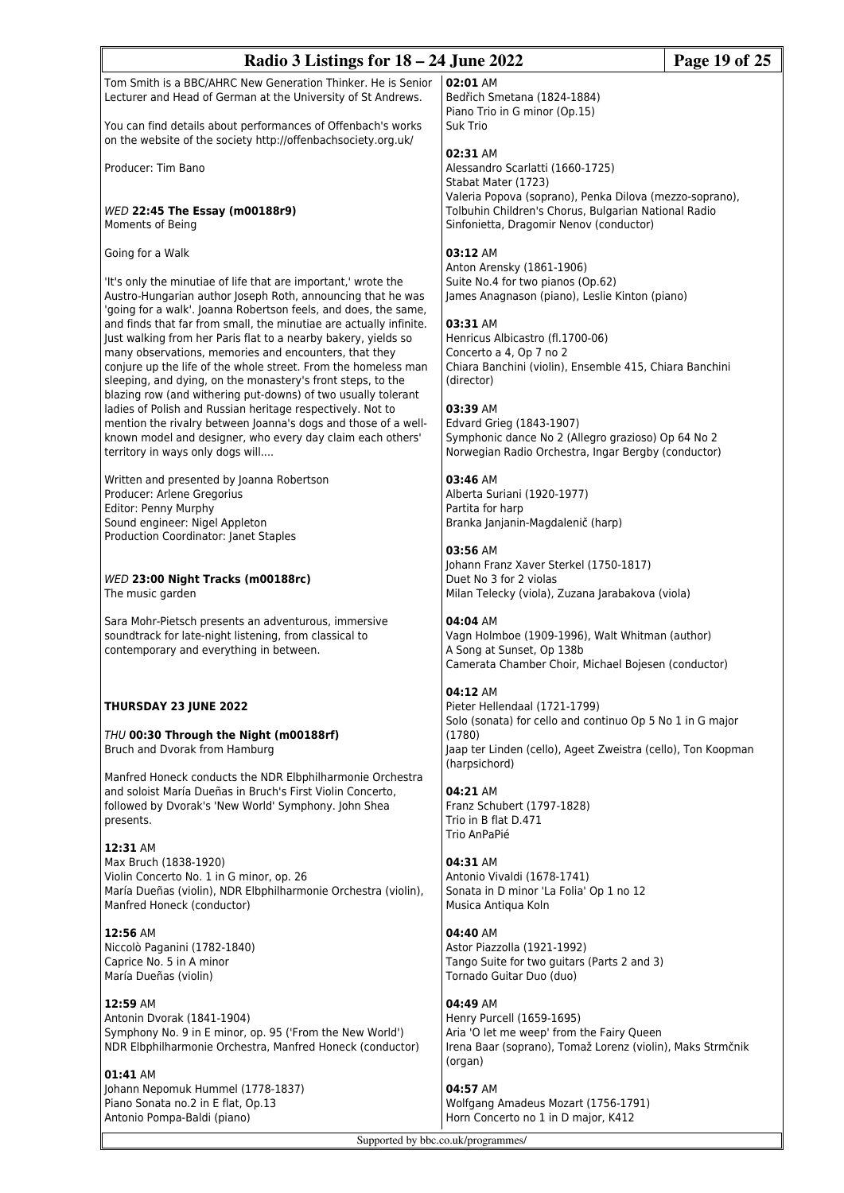Tom Smith is a BBC/AHRC New Generation Thinker. He is Senior Lecturer and Head of German at the University of St Andrews.

You can find details about performances of Offenbach's works on the website of the society http://offenbachsociety.org.uk/

Producer: Tim Bano

*WED* **22:45 The Essay (m00188r9)**
Moments of Being

Going for a Walk

'It's only the minutiae of life that are important,' wrote the Austro-Hungarian author Joseph Roth, announcing that he was 'going for a walk'. Joanna Robertson feels, and does, the same, and finds that far from small, the minutiae are actually infinite. Just walking from her Paris flat to a nearby bakery, yields so many observations, memories and encounters, that they conjure up the life of the whole street. From the homeless man sleeping, and dying, on the monastery's front steps, to the blazing row (and withering put-downs) of two usually tolerant ladies of Polish and Russian heritage respectively. Not to mention the rivalry between Joanna's dogs and those of a well-known model and designer, who every day claim each others' territory in ways only dogs will....

Written and presented by Joanna Robertson
Producer: Arlene Gregorius
Editor: Penny Murphy
Sound engineer: Nigel Appleton
Production Coordinator: Janet Staples

*WED* **23:00 Night Tracks (m00188rc)**
The music garden

Sara Mohr-Pietsch presents an adventurous, immersive soundtrack for late-night listening, from classical to contemporary and everything in between.

## THURSDAY 23 JUNE 2022

*THU* **00:30 Through the Night (m00188rf)**
Bruch and Dvorak from Hamburg

Manfred Honeck conducts the NDR Elbphilharmonie Orchestra and soloist María Dueñas in Bruch's First Violin Concerto, followed by Dvorak's 'New World' Symphony. John Shea presents.

**12:31** AM
Max Bruch (1838-1920)
Violin Concerto No. 1 in G minor, op. 26
María Dueñas (violin), NDR Elbphilharmonie Orchestra (violin), Manfred Honeck (conductor)

**12:56** AM
Niccolò Paganini (1782-1840)
Caprice No. 5 in A minor
María Dueñas (violin)

**12:59** AM
Antonin Dvorak (1841-1904)
Symphony No. 9 in E minor, op. 95 ('From the New World')
NDR Elbphilharmonie Orchestra, Manfred Honeck (conductor)

**01:41** AM
Johann Nepomuk Hummel (1778-1837)
Piano Sonata no.2 in E flat, Op.13
Antonio Pompa-Baldi (piano)

**02:01** AM
Bedřich Smetana (1824-1884)
Piano Trio in G minor (Op.15)
Suk Trio

**02:31** AM
Alessandro Scarlatti (1660-1725)
Stabat Mater (1723)
Valeria Popova (soprano), Penka Dilova (mezzo-soprano), Tolbuhin Children's Chorus, Bulgarian National Radio Sinfonietta, Dragomir Nenov (conductor)

**03:12** AM
Anton Arensky (1861-1906)
Suite No.4 for two pianos (Op.62)
James Anagnason (piano), Leslie Kinton (piano)

**03:31** AM
Henricus Albicastro (fl.1700-06)
Concerto a 4, Op 7 no 2
Chiara Banchini (violin), Ensemble 415, Chiara Banchini (director)

**03:39** AM
Edvard Grieg (1843-1907)
Symphonic dance No 2 (Allegro grazioso) Op 64 No 2
Norwegian Radio Orchestra, Ingar Bergby (conductor)

**03:46** AM
Alberta Suriani (1920-1977)
Partita for harp
Branka Janjanin-Magdalenič (harp)

**03:56** AM
Johann Franz Xaver Sterkel (1750-1817)
Duet No 3 for 2 violas
Milan Telecky (viola), Zuzana Jarabakova (viola)

**04:04** AM
Vagn Holmboe (1909-1996), Walt Whitman (author)
A Song at Sunset, Op 138b
Camerata Chamber Choir, Michael Bojesen (conductor)

**04:12** AM
Pieter Hellendaal (1721-1799)
Solo (sonata) for cello and continuo Op 5 No 1 in G major (1780)
Jaap ter Linden (cello), Ageet Zweistra (cello), Ton Koopman (harpsichord)

**04:21** AM
Franz Schubert (1797-1828)
Trio in B flat D.471
Trio AnPaPié

**04:31** AM
Antonio Vivaldi (1678-1741)
Sonata in D minor 'La Folia' Op 1 no 12
Musica Antiqua Koln

**04:40** AM
Astor Piazzolla (1921-1992)
Tango Suite for two guitars (Parts 2 and 3)
Tornado Guitar Duo (duo)

**04:49** AM
Henry Purcell (1659-1695)
Aria 'O let me weep' from the Fairy Queen
Irena Baar (soprano), Tomaž Lorenz (violin), Maks Strmčnik (organ)

**04:57** AM
Wolfgang Amadeus Mozart (1756-1791)
Horn Concerto no 1 in D major, K412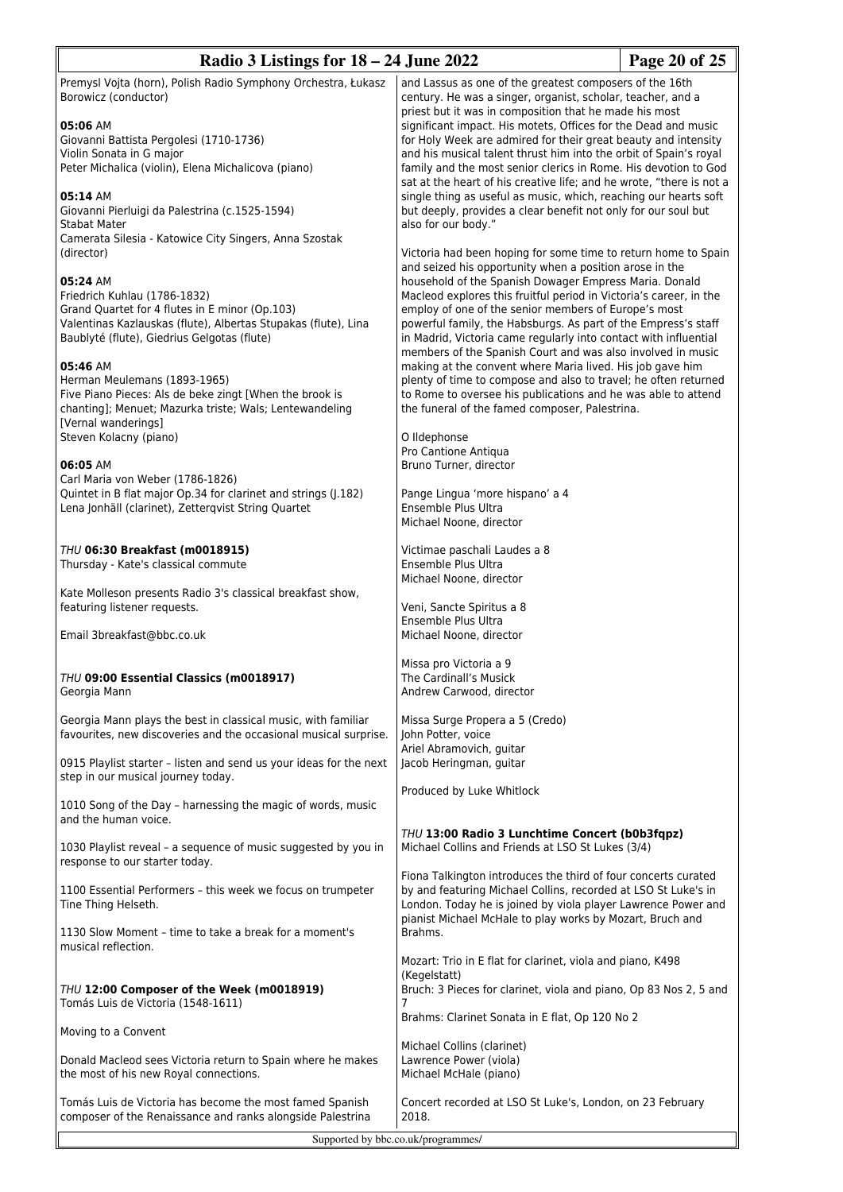Premysl Vojta (horn), Polish Radio Symphony Orchestra, Łukasz Borowicz (conductor)

**05:06** AM
Giovanni Battista Pergolesi (1710-1736)
Violin Sonata in G major
Peter Michalica (violin), Elena Michalicova (piano)

**05:14** AM
Giovanni Pierluigi da Palestrina (c.1525-1594)
Stabat Mater
Camerata Silesia - Katowice City Singers, Anna Szostak (director)

**05:24** AM
Friedrich Kuhlau (1786-1832)
Grand Quartet for 4 flutes in E minor (Op.103)
Valentinas Kazlauskas (flute), Albertas Stupakas (flute), Lina Baublyté (flute), Giedrius Gelgotas (flute)

**05:46** AM
Herman Meulemans (1893-1965)
Five Piano Pieces: Als de beke zingt [When the brook is chanting]; Menuet; Mazurka triste; Wals; Lentewandeling [Vernal wanderings]
Steven Kolacny (piano)

**06:05** AM
Carl Maria von Weber (1786-1826)
Quintet in B flat major Op.34 for clarinet and strings (J.182)
Lena Jonhäll (clarinet), Zetterqvist String Quartet

*THU* **06:30 Breakfast (m0018915)**
Thursday - Kate's classical commute

Kate Molleson presents Radio 3's classical breakfast show, featuring listener requests.

Email 3breakfast@bbc.co.uk

*THU* **09:00 Essential Classics (m0018917)**
Georgia Mann

Georgia Mann plays the best in classical music, with familiar favourites, new discoveries and the occasional musical surprise.

0915 Playlist starter – listen and send us your ideas for the next step in our musical journey today.

1010 Song of the Day – harnessing the magic of words, music and the human voice.

1030 Playlist reveal – a sequence of music suggested by you in response to our starter today.

1100 Essential Performers – this week we focus on trumpeter Tine Thing Helseth.

1130 Slow Moment – time to take a break for a moment's musical reflection.

*THU* **12:00 Composer of the Week (m0018919)**
Tomás Luis de Victoria (1548-1611)

Moving to a Convent

Donald Macleod sees Victoria return to Spain where he makes the most of his new Royal connections.

Tomás Luis de Victoria has become the most famed Spanish composer of the Renaissance and ranks alongside Palestrina and Lassus as one of the greatest composers of the 16th century. He was a singer, organist, scholar, teacher, and a priest but it was in composition that he made his most significant impact. His motets, Offices for the Dead and music for Holy Week are admired for their great beauty and intensity and his musical talent thrust him into the orbit of Spain's royal family and the most senior clerics in Rome. His devotion to God sat at the heart of his creative life; and he wrote, "there is not a single thing as useful as music, which, reaching our hearts soft but deeply, provides a clear benefit not only for our soul but also for our body."

Victoria had been hoping for some time to return home to Spain and seized his opportunity when a position arose in the household of the Spanish Dowager Empress Maria. Donald Macleod explores this fruitful period in Victoria's career, in the employ of one of the senior members of Europe's most powerful family, the Habsburgs. As part of the Empress's staff in Madrid, Victoria came regularly into contact with influential members of the Spanish Court and was also involved in music making at the convent where Maria lived. His job gave him plenty of time to compose and also to travel; he often returned to Rome to oversee his publications and he was able to attend the funeral of the famed composer, Palestrina.

O Ildephonse
Pro Cantione Antiqua
Bruno Turner, director

Pange Lingua 'more hispano' a 4
Ensemble Plus Ultra
Michael Noone, director

Victimae paschali Laudes a 8
Ensemble Plus Ultra
Michael Noone, director

Veni, Sancte Spiritus a 8
Ensemble Plus Ultra
Michael Noone, director

Missa pro Victoria a 9
The Cardinall's Musick
Andrew Carwood, director

Missa Surge Propera a 5 (Credo)
John Potter, voice
Ariel Abramovich, guitar
Jacob Heringman, guitar

Produced by Luke Whitlock

*THU* **13:00 Radio 3 Lunchtime Concert (b0b3fqpz)**
Michael Collins and Friends at LSO St Lukes (3/4)

Fiona Talkington introduces the third of four concerts curated by and featuring Michael Collins, recorded at LSO St Luke's in London. Today he is joined by viola player Lawrence Power and pianist Michael McHale to play works by Mozart, Bruch and Brahms.

Mozart: Trio in E flat for clarinet, viola and piano, K498 (Kegelstatt)
Bruch: 3 Pieces for clarinet, viola and piano, Op 83 Nos 2, 5 and 7
Brahms: Clarinet Sonata in E flat, Op 120 No 2

Michael Collins (clarinet)
Lawrence Power (viola)
Michael McHale (piano)

Concert recorded at LSO St Luke's, London, on 23 February 2018.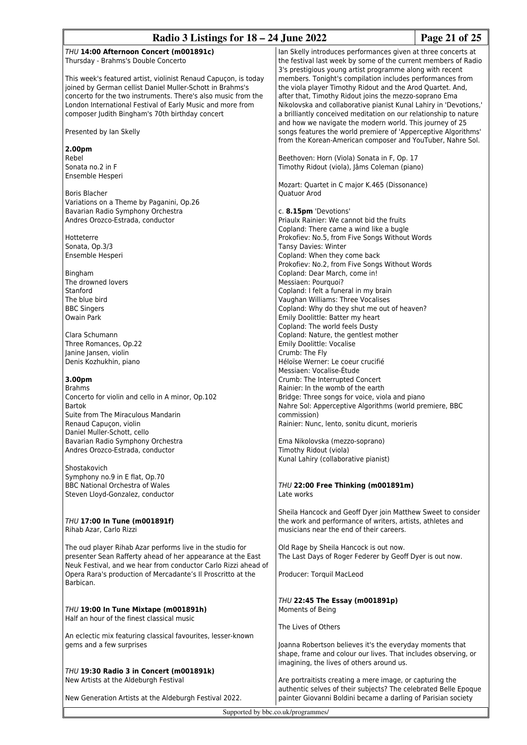*THU* **14:00 Afternoon Concert (m001891c)**
Thursday - Brahms's Double Concerto

This week's featured artist, violinist Renaud Capuçon, is today joined by German cellist Daniel Muller-Schott in Brahms's concerto for the two instruments. There's also music from the London International Festival of Early Music and more from composer Judith Bingham's 70th birthday concert

Presented by Ian Skelly

**2.00pm**
Rebel
Sonata no.2 in F
Ensemble Hesperi

Boris Blacher
Variations on a Theme by Paganini, Op.26
Bavarian Radio Symphony Orchestra
Andres Orozco-Estrada, conductor

Hotteterre
Sonata, Op.3/3
Ensemble Hesperi

Bingham
The drowned lovers
Stanford
The blue bird
BBC Singers
Owain Park

Clara Schumann
Three Romances, Op.22
Janine Jansen, violin
Denis Kozhukhin, piano

**3.00pm**
Brahms
Concerto for violin and cello in A minor, Op.102
Bartok
Suite from The Miraculous Mandarin
Renaud Capuçon, violin
Daniel Muller-Schott, cello
Bavarian Radio Symphony Orchestra
Andres Orozco-Estrada, conductor

Shostakovich
Symphony no.9 in E flat, Op.70
BBC National Orchestra of Wales
Steven Lloyd-Gonzalez, conductor

*THU* **17:00 In Tune (m001891f)**
Rihab Azar, Carlo Rizzi

The oud player Rihab Azar performs live in the studio for presenter Sean Rafferty ahead of her appearance at the East Neuk Festival, and we hear from conductor Carlo Rizzi ahead of Opera Rara's production of Mercadante's Il Proscritto at the Barbican.

*THU* **19:00 In Tune Mixtape (m001891h)**
Half an hour of the finest classical music

An eclectic mix featuring classical favourites, lesser-known gems and a few surprises

*THU* **19:30 Radio 3 in Concert (m001891k)**
New Artists at the Aldeburgh Festival

New Generation Artists at the Aldeburgh Festival 2022.

Ian Skelly introduces performances given at three concerts at the festival last week by some of the current members of Radio 3's prestigious young artist programme along with recent members. Tonight's compilation includes performances from the viola player Timothy Ridout and the Arod Quartet. And, after that, Timothy Ridout joins the mezzo-soprano Ema Nikolovska and collaborative pianist Kunal Lahiry in 'Devotions,' a brilliantly conceived meditation on our relationship to nature and how we navigate the modern world. This journey of 25 songs features the world premiere of 'Apperceptive Algorithms' from the Korean-American composer and YouTuber, Nahre Sol.

Beethoven: Horn (Viola) Sonata in F, Op. 17
Timothy Ridout (viola), Jâms Coleman (piano)

Mozart: Quartet in C major K.465 (Dissonance)
Quatuor Arod

c. **8.15pm** 'Devotions'
Priaulx Rainier: We cannot bid the fruits
Copland: There came a wind like a bugle
Prokofiev: No.5, from Five Songs Without Words
Tansy Davies: Winter
Copland: When they come back
Prokofiev: No.2, from Five Songs Without Words
Copland: Dear March, come in!
Messiaen: Pourquoi?
Copland: I felt a funeral in my brain
Vaughan Williams: Three Vocalises
Copland: Why do they shut me out of heaven?
Emily Doolittle: Batter my heart
Copland: The world feels Dusty
Copland: Nature, the gentlest mother
Emily Doolittle: Vocalise
Crumb: The Fly
Héloïse Werner: Le coeur crucifié
Messiaen: Vocalise-Étude
Crumb: The Interrupted Concert
Rainier: In the womb of the earth
Bridge: Three songs for voice, viola and piano
Nahre Sol: Apperceptive Algorithms (world premiere, BBC commission)
Rainier: Nunc, lento, sonitu dicunt, morieris

Ema Nikolovska (mezzo-soprano)
Timothy Ridout (viola)
Kunal Lahiry (collaborative pianist)

*THU* **22:00 Free Thinking (m001891m)**
Late works

Sheila Hancock and Geoff Dyer join Matthew Sweet to consider the work and performance of writers, artists, athletes and musicians near the end of their careers.

Old Rage by Sheila Hancock is out now.
The Last Days of Roger Federer by Geoff Dyer is out now.

Producer: Torquil MacLeod

*THU* **22:45 The Essay (m001891p)**
Moments of Being

The Lives of Others

Joanna Robertson believes it's the everyday moments that shape, frame and colour our lives. That includes observing, or imagining, the lives of others around us.

Are portraitists creating a mere image, or capturing the authentic selves of their subjects? The celebrated Belle Epoque painter Giovanni Boldini became a darling of Parisian society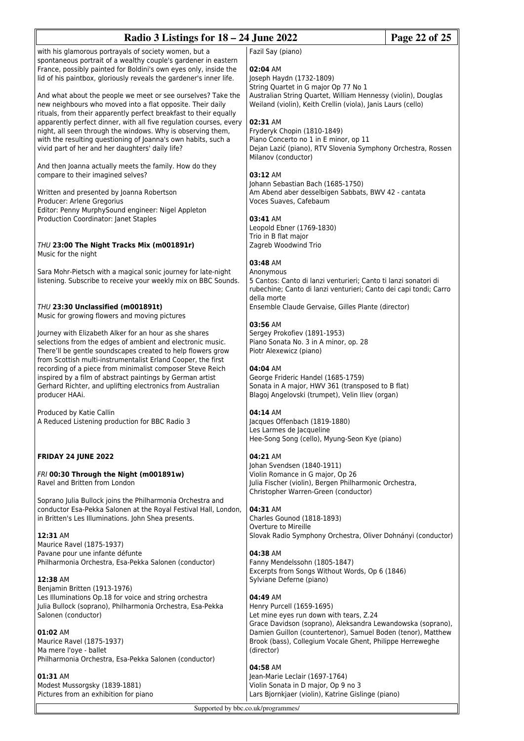with his glamorous portrayals of society women, but a spontaneous portrait of a wealthy couple's gardener in eastern France, possibly painted for Boldini's own eyes only, inside the lid of his paintbox, gloriously reveals the gardener's inner life.

And what about the people we meet or see ourselves? Take the new neighbours who moved into a flat opposite. Their daily rituals, from their apparently perfect breakfast to their equally apparently perfect dinner, with all five regulation courses, every night, all seen through the windows. Why is observing them, with the resulting questioning of Joanna's own habits, such a vivid part of her and her daughters' daily life?

And then Joanna actually meets the family. How do they compare to their imagined selves?

Written and presented by Joanna Robertson
Producer: Arlene Gregorius
Editor: Penny MurphySound engineer: Nigel Appleton
Production Coordinator: Janet Staples

*THU* **23:00 The Night Tracks Mix (m001891r)**
Music for the night

Sara Mohr-Pietsch with a magical sonic journey for late-night listening. Subscribe to receive your weekly mix on BBC Sounds.

*THU* **23:30 Unclassified (m001891t)**
Music for growing flowers and moving pictures

Journey with Elizabeth Alker for an hour as she shares selections from the edges of ambient and electronic music. There'll be gentle soundscapes created to help flowers grow from Scottish multi-instrumentalist Erland Cooper, the first recording of a piece from minimalist composer Steve Reich inspired by a film of abstract paintings by German artist Gerhard Richter, and uplifting electronics from Australian producer HAAi.

Produced by Katie Callin
A Reduced Listening production for BBC Radio 3

**FRIDAY 24 JUNE 2022**

*FRI* **00:30 Through the Night (m001891w)**
Ravel and Britten from London

Soprano Julia Bullock joins the Philharmonia Orchestra and conductor Esa-Pekka Salonen at the Royal Festival Hall, London, in Britten's Les Illuminations. John Shea presents.

**12:31** AM
Maurice Ravel (1875-1937)
Pavane pour une infante défunte
Philharmonia Orchestra, Esa-Pekka Salonen (conductor)

**12:38** AM
Benjamin Britten (1913-1976)
Les Illuminations Op.18 for voice and string orchestra
Julia Bullock (soprano), Philharmonia Orchestra, Esa-Pekka Salonen (conductor)

**01:02** AM
Maurice Ravel (1875-1937)
Ma mere l'oye - ballet
Philharmonia Orchestra, Esa-Pekka Salonen (conductor)

**01:31** AM
Modest Mussorgsky (1839-1881)
Pictures from an exhibition for piano
Fazil Say (piano)

**02:04** AM
Joseph Haydn (1732-1809)
String Quartet in G major Op 77 No 1
Australian String Quartet, William Hennessy (violin), Douglas Weiland (violin), Keith Crellin (viola), Janis Laurs (cello)

**02:31** AM
Fryderyk Chopin (1810-1849)
Piano Concerto no 1 in E minor, op 11
Dejan Lazić (piano), RTV Slovenia Symphony Orchestra, Rossen Milanov (conductor)

**03:12** AM
Johann Sebastian Bach (1685-1750)
Am Abend aber desselbigen Sabbats, BWV 42 - cantata
Voces Suaves, Cafebaum

**03:41** AM
Leopold Ebner (1769-1830)
Trio in B flat major
Zagreb Woodwind Trio

**03:48** AM
Anonymous
5 Cantos: Canto di lanzi venturieri; Canto ti lanzi sonatori di rubechine; Canto di lanzi venturieri; Canto dei capi tondi; Carro della morte
Ensemble Claude Gervaise, Gilles Plante (director)

**03:56** AM
Sergey Prokofiev (1891-1953)
Piano Sonata No. 3 in A minor, op. 28
Piotr Alexewicz (piano)

**04:04** AM
George Frideric Handel (1685-1759)
Sonata in A major, HWV 361 (transposed to B flat)
Blagoj Angelovski (trumpet), Velin Iliev (organ)

**04:14** AM
Jacques Offenbach (1819-1880)
Les Larmes de Jacqueline
Hee-Song Song (cello), Myung-Seon Kye (piano)

**04:21** AM
Johan Svendsen (1840-1911)
Violin Romance in G major, Op 26
Julia Fischer (violin), Bergen Philharmonic Orchestra, Christopher Warren-Green (conductor)

**04:31** AM
Charles Gounod (1818-1893)
Overture to Mireille
Slovak Radio Symphony Orchestra, Oliver Dohnányi (conductor)

**04:38** AM
Fanny Mendelssohn (1805-1847)
Excerpts from Songs Without Words, Op 6 (1846)
Sylviane Deferne (piano)

**04:49** AM
Henry Purcell (1659-1695)
Let mine eyes run down with tears, Z.24
Grace Davidson (soprano), Aleksandra Lewandowska (soprano), Damien Guillon (countertenor), Samuel Boden (tenor), Matthew Brook (bass), Collegium Vocale Ghent, Philippe Herreweghe (director)

**04:58** AM
Jean-Marie Leclair (1697-1764)
Violin Sonata in D major, Op 9 no 3
Lars Bjornkjaer (violin), Katrine Gislinge (piano)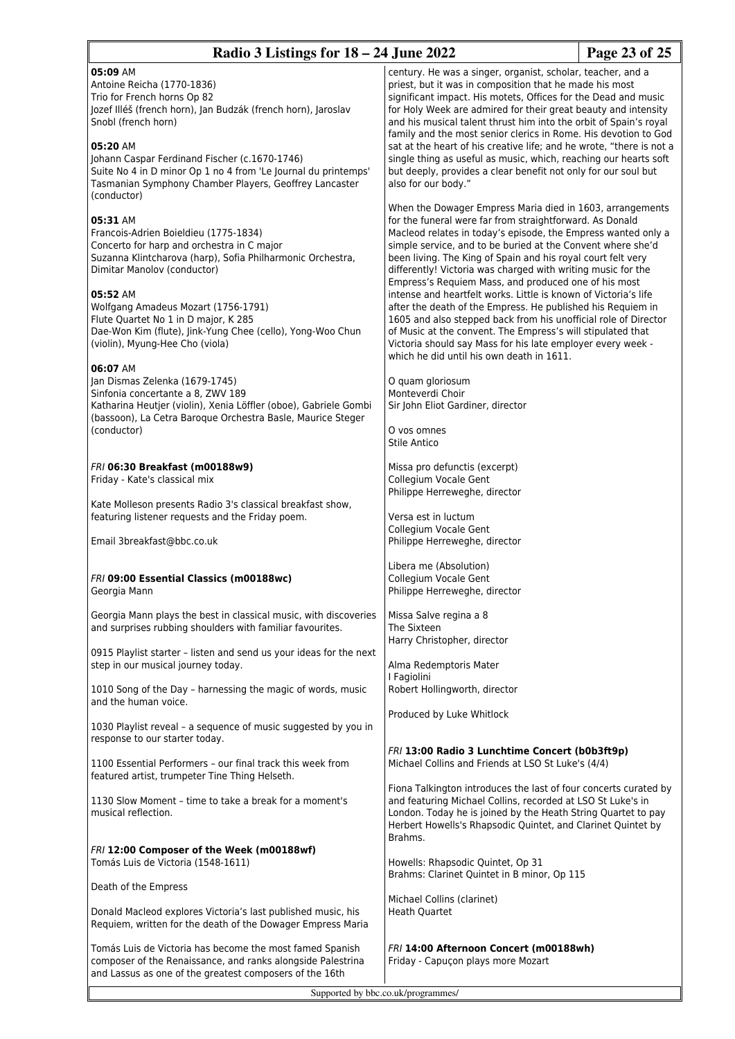**05:09** AM
Antoine Reicha (1770-1836)
Trio for French horns Op 82
Jozef Illéš (french horn), Jan Budzák (french horn), Jaroslav Snobl (french horn)

**05:20** AM
Johann Caspar Ferdinand Fischer (c.1670-1746)
Suite No 4 in D minor Op 1 no 4 from 'Le Journal du printemps'
Tasmanian Symphony Chamber Players, Geoffrey Lancaster (conductor)

**05:31** AM
Francois-Adrien Boieldieu (1775-1834)
Concerto for harp and orchestra in C major
Suzanna Klintcharova (harp), Sofia Philharmonic Orchestra, Dimitar Manolov (conductor)

**05:52** AM
Wolfgang Amadeus Mozart (1756-1791)
Flute Quartet No 1 in D major, K 285
Dae-Won Kim (flute), Jink-Yung Chee (cello), Yong-Woo Chun (violin), Myung-Hee Cho (viola)

**06:07** AM
Jan Dismas Zelenka (1679-1745)
Sinfonia concertante a 8, ZWV 189
Katharina Heutjer (violin), Xenia Löffler (oboe), Gabriele Gombi (bassoon), La Cetra Baroque Orchestra Basle, Maurice Steger (conductor)

*FRI* **06:30 Breakfast (m00188w9)**
Friday - Kate's classical mix

Kate Molleson presents Radio 3's classical breakfast show, featuring listener requests and the Friday poem.

Email 3breakfast@bbc.co.uk

*FRI* **09:00 Essential Classics (m00188wc)**
Georgia Mann

Georgia Mann plays the best in classical music, with discoveries and surprises rubbing shoulders with familiar favourites.

0915 Playlist starter – listen and send us your ideas for the next step in our musical journey today.

1010 Song of the Day – harnessing the magic of words, music and the human voice.

1030 Playlist reveal – a sequence of music suggested by you in response to our starter today.

1100 Essential Performers – our final track this week from featured artist, trumpeter Tine Thing Helseth.

1130 Slow Moment – time to take a break for a moment's musical reflection.

*FRI* **12:00 Composer of the Week (m00188wf)**
Tomás Luis de Victoria (1548-1611)

Death of the Empress

Donald Macleod explores Victoria's last published music, his Requiem, written for the death of the Dowager Empress Maria

Tomás Luis de Victoria has become the most famed Spanish composer of the Renaissance, and ranks alongside Palestrina and Lassus as one of the greatest composers of the 16th century. He was a singer, organist, scholar, teacher, and a priest, but it was in composition that he made his most significant impact. His motets, Offices for the Dead and music for Holy Week are admired for their great beauty and intensity and his musical talent thrust him into the orbit of Spain's royal family and the most senior clerics in Rome. His devotion to God sat at the heart of his creative life; and he wrote, "there is not a single thing as useful as music, which, reaching our hearts soft but deeply, provides a clear benefit not only for our soul but also for our body."

When the Dowager Empress Maria died in 1603, arrangements for the funeral were far from straightforward. As Donald Macleod relates in today's episode, the Empress wanted only a simple service, and to be buried at the Convent where she'd been living. The King of Spain and his royal court felt very differently! Victoria was charged with writing music for the Empress's Requiem Mass, and produced one of his most intense and heartfelt works. Little is known of Victoria's life after the death of the Empress. He published his Requiem in 1605 and also stepped back from his unofficial role of Director of Music at the convent. The Empress's will stipulated that Victoria should say Mass for his late employer every week - which he did until his own death in 1611.

O quam gloriosum
Monteverdi Choir
Sir John Eliot Gardiner, director

O vos omnes
Stile Antico

Missa pro defunctis (excerpt)
Collegium Vocale Gent
Philippe Herreweghe, director

Versa est in luctum
Collegium Vocale Gent
Philippe Herreweghe, director

Libera me (Absolution)
Collegium Vocale Gent
Philippe Herreweghe, director

Missa Salve regina a 8
The Sixteen
Harry Christopher, director

Alma Redemptoris Mater
I Fagiolini
Robert Hollingworth, director

Produced by Luke Whitlock

*FRI* **13:00 Radio 3 Lunchtime Concert (b0b3ft9p)**
Michael Collins and Friends at LSO St Luke's (4/4)

Fiona Talkington introduces the last of four concerts curated by and featuring Michael Collins, recorded at LSO St Luke's in London. Today he is joined by the Heath String Quartet to pay Herbert Howells's Rhapsodic Quintet, and Clarinet Quintet by Brahms.

Howells: Rhapsodic Quintet, Op 31
Brahms: Clarinet Quintet in B minor, Op 115

Michael Collins (clarinet)
Heath Quartet

*FRI* **14:00 Afternoon Concert (m00188wh)**
Friday - Capuçon plays more Mozart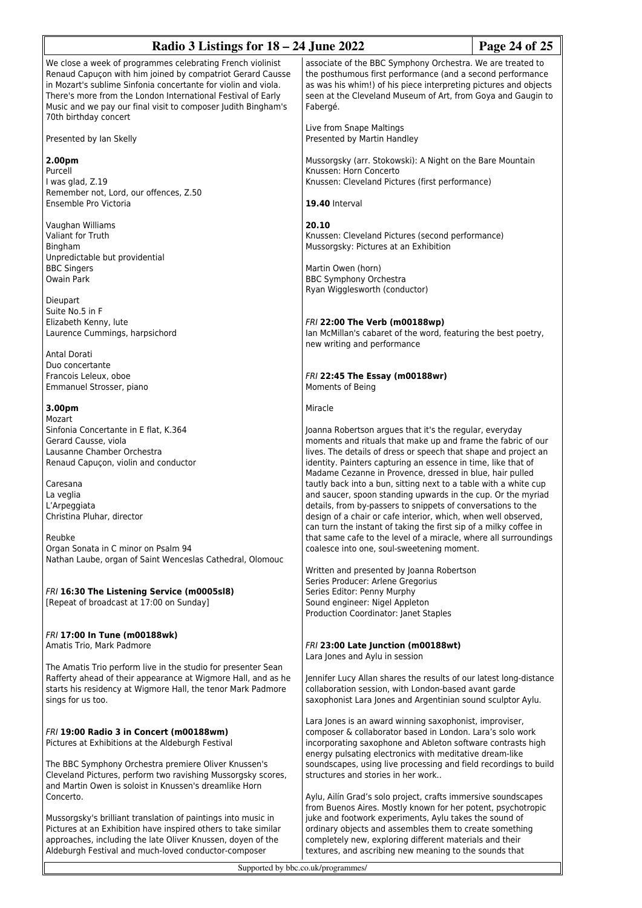We close a week of programmes celebrating French violinist Renaud Capuçon with him joined by compatriot Gerard Causse in Mozart's sublime Sinfonia concertante for violin and viola. There's more from the London International Festival of Early Music and we pay our final visit to composer Judith Bingham's 70th birthday concert

Presented by Ian Skelly

**2.00pm**
Purcell
I was glad, Z.19
Remember not, Lord, our offences, Z.50
Ensemble Pro Victoria

Vaughan Williams
Valiant for Truth
Bingham
Unpredictable but providential
BBC Singers
Owain Park

Dieupart
Suite No.5 in F
Elizabeth Kenny, lute
Laurence Cummings, harpsichord

Antal Dorati
Duo concertante
Francois Leleux, oboe
Emmanuel Strosser, piano

**3.00pm**
Mozart
Sinfonia Concertante in E flat, K.364
Gerard Causse, viola
Lausanne Chamber Orchestra
Renaud Capuçon, violin and conductor

Caresana
La veglia
L'Arpeggiata
Christina Pluhar, director

Reubke
Organ Sonata in C minor on Psalm 94
Nathan Laube, organ of Saint Wenceslas Cathedral, Olomouc

*FRI* **16:30 The Listening Service (m0005sl8)**
[Repeat of broadcast at 17:00 on Sunday]

*FRI* **17:00 In Tune (m00188wk)**
Amatis Trio, Mark Padmore

The Amatis Trio perform live in the studio for presenter Sean Rafferty ahead of their appearance at Wigmore Hall, and as he starts his residency at Wigmore Hall, the tenor Mark Padmore sings for us too.

*FRI* **19:00 Radio 3 in Concert (m00188wm)**
Pictures at Exhibitions at the Aldeburgh Festival

The BBC Symphony Orchestra premiere Oliver Knussen's Cleveland Pictures, perform two ravishing Mussorgsky scores, and Martin Owen is soloist in Knussen's dreamlike Horn Concerto.

Mussorgsky's brilliant translation of paintings into music in Pictures at an Exhibition have inspired others to take similar approaches, including the late Oliver Knussen, doyen of the Aldeburgh Festival and much-loved conductor-composer associate of the BBC Symphony Orchestra. We are treated to the posthumous first performance (and a second performance as was his whim!) of his piece interpreting pictures and objects seen at the Cleveland Museum of Art, from Goya and Gaugin to Fabergé.

Live from Snape Maltings
Presented by Martin Handley

Mussorgsky (arr. Stokowski): A Night on the Bare Mountain
Knussen: Horn Concerto
Knussen: Cleveland Pictures (first performance)

**19.40** Interval

**20.10**
Knussen: Cleveland Pictures (second performance)
Mussorgsky: Pictures at an Exhibition

Martin Owen (horn)
BBC Symphony Orchestra
Ryan Wigglesworth (conductor)

*FRI* **22:00 The Verb (m00188wp)**
Ian McMillan's cabaret of the word, featuring the best poetry, new writing and performance

*FRI* **22:45 The Essay (m00188wr)**
Moments of Being

Miracle

Joanna Robertson argues that it's the regular, everyday moments and rituals that make up and frame the fabric of our lives. The details of dress or speech that shape and project an identity. Painters capturing an essence in time, like that of Madame Cezanne in Provence, dressed in blue, hair pulled tautly back into a bun, sitting next to a table with a white cup and saucer, spoon standing upwards in the cup. Or the myriad details, from by-passers to snippets of conversations to the design of a chair or cafe interior, which, when well observed, can turn the instant of taking the first sip of a milky coffee in that same cafe to the level of a miracle, where all surroundings coalesce into one, soul-sweetening moment.

Written and presented by Joanna Robertson
Series Producer: Arlene Gregorius
Series Editor: Penny Murphy
Sound engineer: Nigel Appleton
Production Coordinator: Janet Staples

*FRI* **23:00 Late Junction (m00188wt)**
Lara Jones and Aylu in session

Jennifer Lucy Allan shares the results of our latest long-distance collaboration session, with London-based avant garde saxophonist Lara Jones and Argentinian sound sculptor Aylu.

Lara Jones is an award winning saxophonist, improviser, composer & collaborator based in London. Lara's solo work incorporating saxophone and Ableton software contrasts high energy pulsating electronics with meditative dream-like soundscapes, using live processing and field recordings to build structures and stories in her work..

Aylu, Ailín Grad's solo project, crafts immersive soundscapes from Buenos Aires. Mostly known for her potent, psychotropic juke and footwork experiments, Aylu takes the sound of ordinary objects and assembles them to create something completely new, exploring different materials and their textures, and ascribing new meaning to the sounds that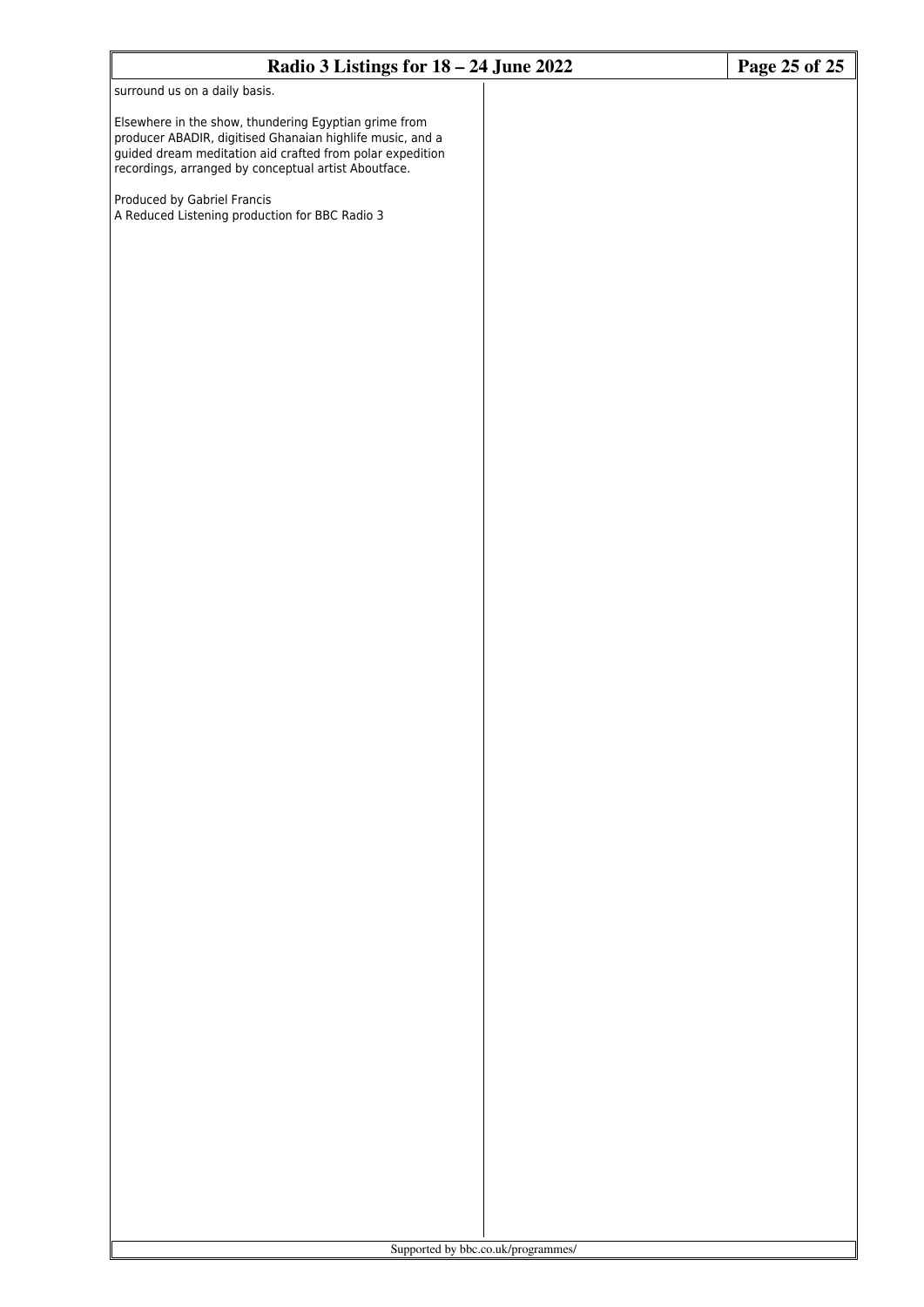surround us on a daily basis.

Elsewhere in the show, thundering Egyptian grime from producer ABADIR, digitised Ghanaian highlife music, and a guided dream meditation aid crafted from polar expedition recordings, arranged by conceptual artist Aboutface.

Produced by Gabriel Francis
A Reduced Listening production for BBC Radio 3